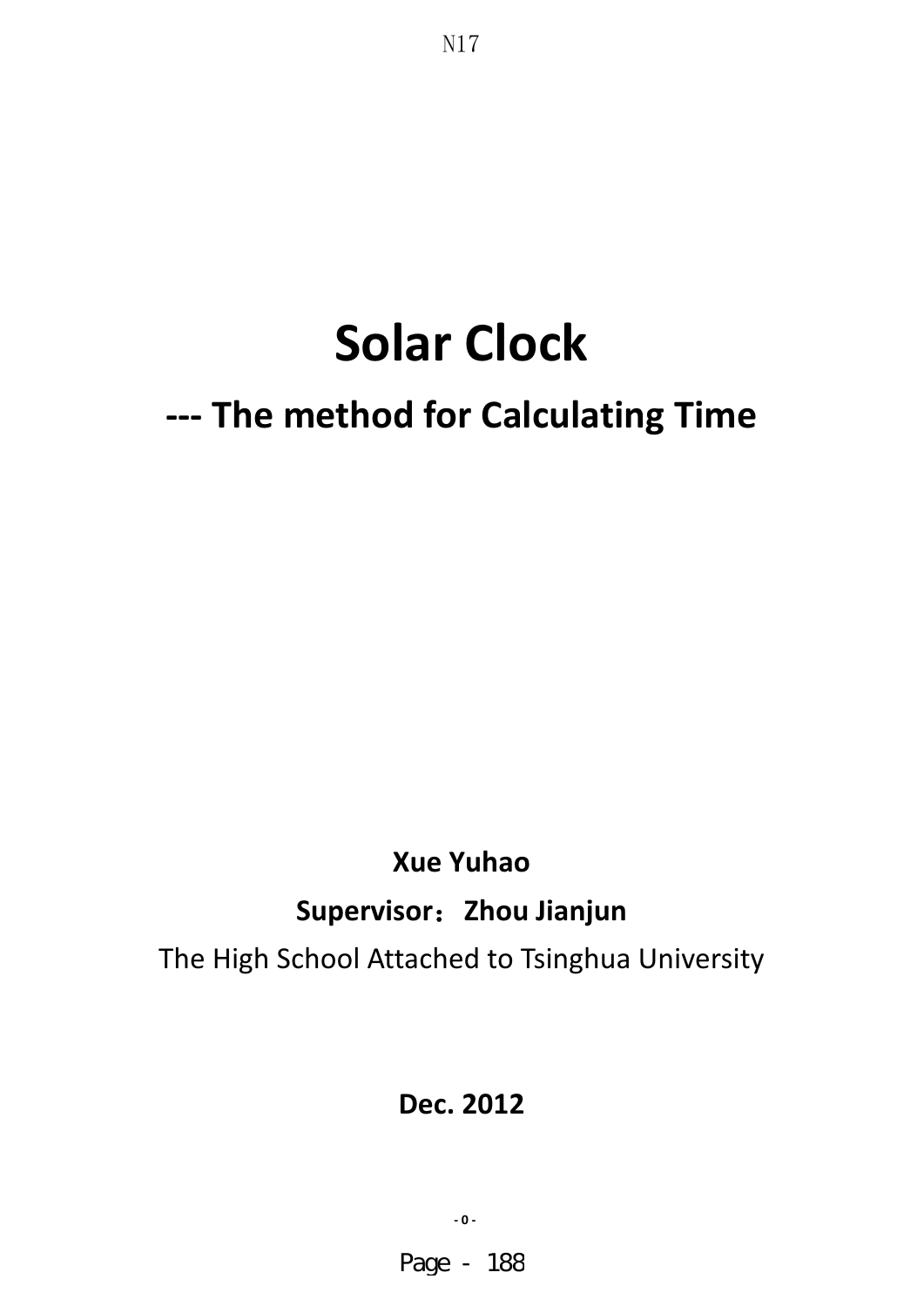# Solar Clock

## --- The method for Calculating Time

**Xue Yuhao**

**Supervisor：Zhou Jianjun**

The High School Attached to Tsinghua University

**Dec. 2012**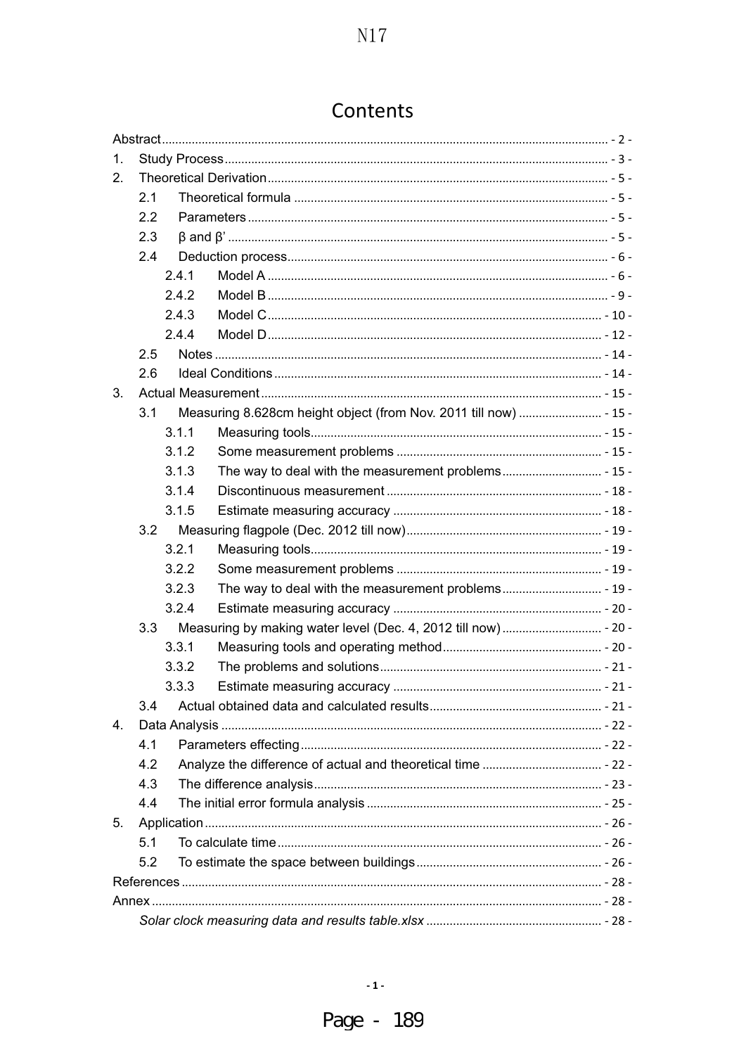# Contents

- Abstract ..... - 2 -
- 1. Study Process ..... - 3 -
- 2. Theoretical Derivation ..... - 5 -
  - 2.1 Theoretical formula ..... - 5 -
  - 2.2 Parameters ..... - 5 -
  - 2.3 β and β' ..... - 5 -
  - 2.4 Deduction process ..... - 6 -
    - 2.4.1 Model A ..... - 6 -
    - 2.4.2 Model B ..... - 9 -
    - 2.4.3 Model C ..... - 10 -
    - 2.4.4 Model D ..... - 12 -
  - 2.5 Notes ..... - 14 -
  - 2.6 Ideal Conditions ..... - 14 -
- 3. Actual Measurement ..... - 15 -
  - 3.1 Measuring 8.628cm height object (from Nov. 2011 till now) ..... - 15 -
    - 3.1.1 Measuring tools ..... - 15 -
    - 3.1.2 Some measurement problems ..... - 15 -
    - 3.1.3 The way to deal with the measurement problems ..... - 15 -
    - 3.1.4 Discontinuous measurement ..... - 18 -
    - 3.1.5 Estimate measuring accuracy ..... - 18 -
  - 3.2 Measuring flagpole (Dec. 2012 till now) ..... - 19 -
    - 3.2.1 Measuring tools ..... - 19 -
    - 3.2.2 Some measurement problems ..... - 19 -
    - 3.2.3 The way to deal with the measurement problems ..... - 19 -
    - 3.2.4 Estimate measuring accuracy ..... - 20 -
  - 3.3 Measuring by making water level (Dec. 4, 2012 till now) ..... - 20 -
    - 3.3.1 Measuring tools and operating method ..... - 20 -
    - 3.3.2 The problems and solutions ..... - 21 -
    - 3.3.3 Estimate measuring accuracy ..... - 21 -
  - 3.4 Actual obtained data and calculated results ..... - 21 -
- 4. Data Analysis ..... - 22 -
  - 4.1 Parameters effecting ..... - 22 -
  - 4.2 Analyze the difference of actual and theoretical time ..... - 22 -
  - 4.3 The difference analysis ..... - 23 -
  - 4.4 The initial error formula analysis ..... - 25 -
- 5. Application ..... - 26 -
  - 5.1 To calculate time ..... - 26 -
  - 5.2 To estimate the space between buildings ..... - 26 -
- References ..... - 28 -
- Annex ..... - 28 -
  - *Solar clock measuring data and results table.xlsx* ..... - 28 -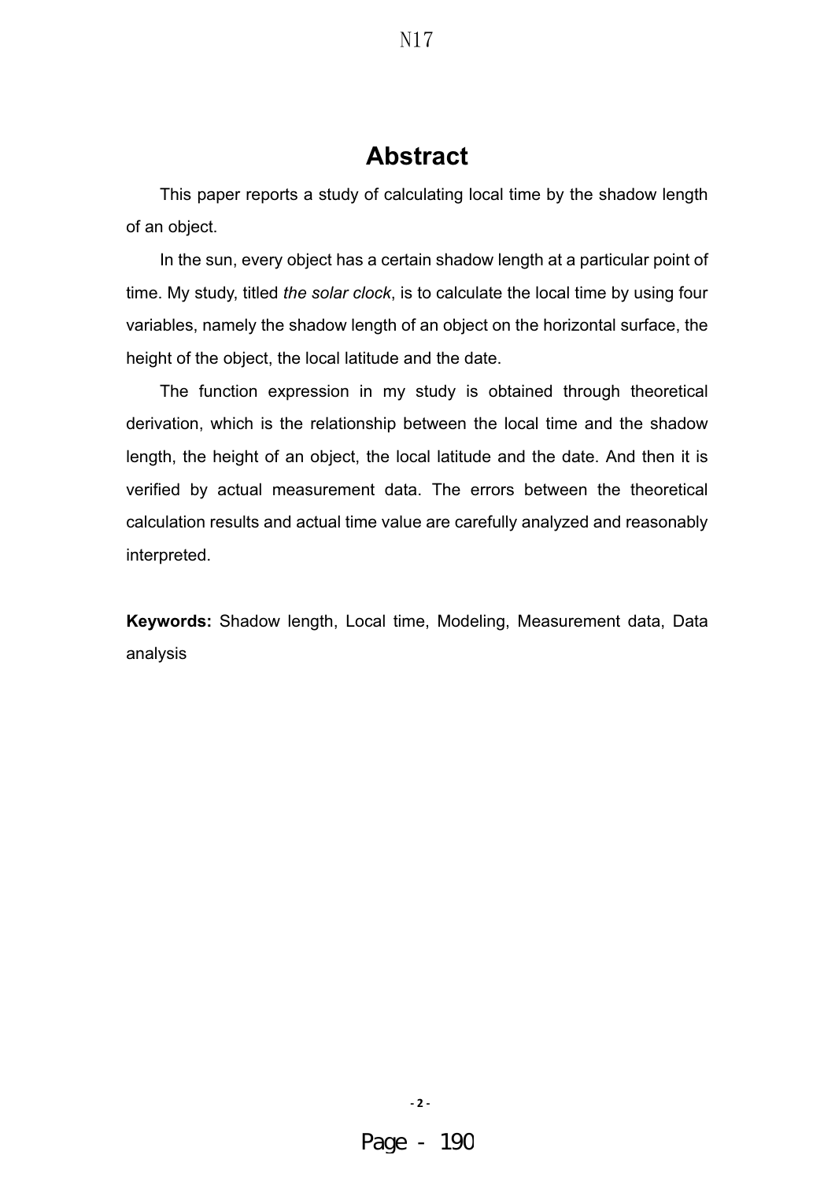# Abstract

This paper reports a study of calculating local time by the shadow length of an object.

In the sun, every object has a certain shadow length at a particular point of time. My study, titled *the solar clock*, is to calculate the local time by using four variables, namely the shadow length of an object on the horizontal surface, the height of the object, the local latitude and the date.

The function expression in my study is obtained through theoretical derivation, which is the relationship between the local time and the shadow length, the height of an object, the local latitude and the date. And then it is verified by actual measurement data. The errors between the theoretical calculation results and actual time value are carefully analyzed and reasonably interpreted.

**Keywords:** Shadow length, Local time, Modeling, Measurement data, Data analysis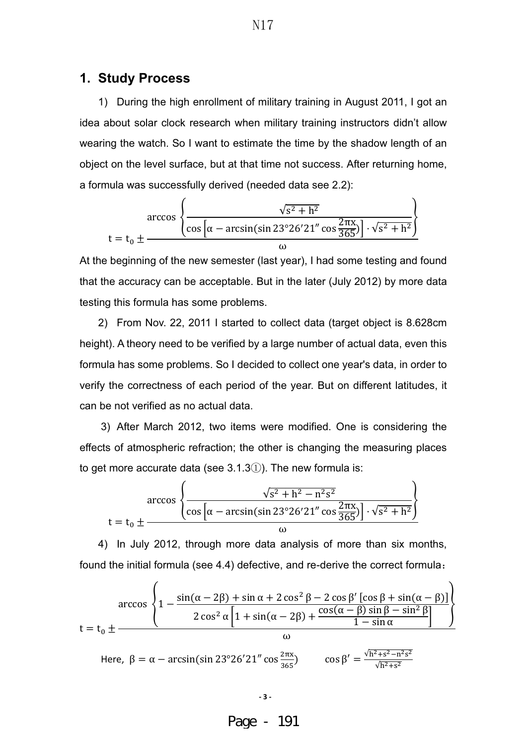## 1. Study Process

1) During the high enrollment of military training in August 2011, I got an idea about solar clock research when military training instructors didn't allow wearing the watch. So I want to estimate the time by the shadow length of an object on the level surface, but at that time not success. After returning home, a formula was successfully derived (needed data see 2.2):

$$t = t_0 \pm \frac{\arccos\left\{\dfrac{\sqrt{s^2+h^2}}{\left(\cos\left[\alpha - \arcsin(\sin 23°26'21'' \cos\frac{2\pi x}{365})\right] \cdot \sqrt{s^2+h^2}\right)}\right\}}{\omega}$$

At the beginning of the new semester (last year), I had some testing and found that the accuracy can be acceptable. But in the later (July 2012) by more data testing this formula has some problems.

2) From Nov. 22, 2011 I started to collect data (target object is 8.628cm height). A theory need to be verified by a large number of actual data, even this formula has some problems. So I decided to collect one year's data, in order to verify the correctness of each period of the year. But on different latitudes, it can be not verified as no actual data.

3) After March 2012, two items were modified. One is considering the effects of atmospheric refraction; the other is changing the measuring places to get more accurate data (see 3.1.3①). The new formula is:

$$t = t_0 \pm \frac{\arccos\left\{\dfrac{\sqrt{s^2+h^2-n^2s^2}}{\left(\cos\left[\alpha - \arcsin(\sin 23°26'21'' \cos\frac{2\pi x}{365})\right] \cdot \sqrt{s^2+h^2}\right)}\right\}}{\omega}$$

4) In July 2012, through more data analysis of more than six months, found the initial formula (see 4.4) defective, and re-derive the correct formula：

$$t = t_0 \pm \frac{\arccos\left\{1 - \dfrac{\sin(\alpha-2\beta) + \sin\alpha + 2\cos^2\beta - 2\cos\beta'\left[\cos\beta + \sin(\alpha-\beta)\right]}{2\cos^2\alpha\left[1 + \sin(\alpha-2\beta) + \dfrac{\cos(\alpha-\beta)\sin\beta - \sin^2\beta}{1-\sin\alpha}\right]}\right\}}{\omega}$$

Here, $\beta = \alpha - \arcsin(\sin 23°26'21'' \cos\frac{2\pi x}{365})$ $\qquad \cos\beta' = \frac{\sqrt{h^2+s^2-n^2s^2}}{\sqrt{h^2+s^2}}$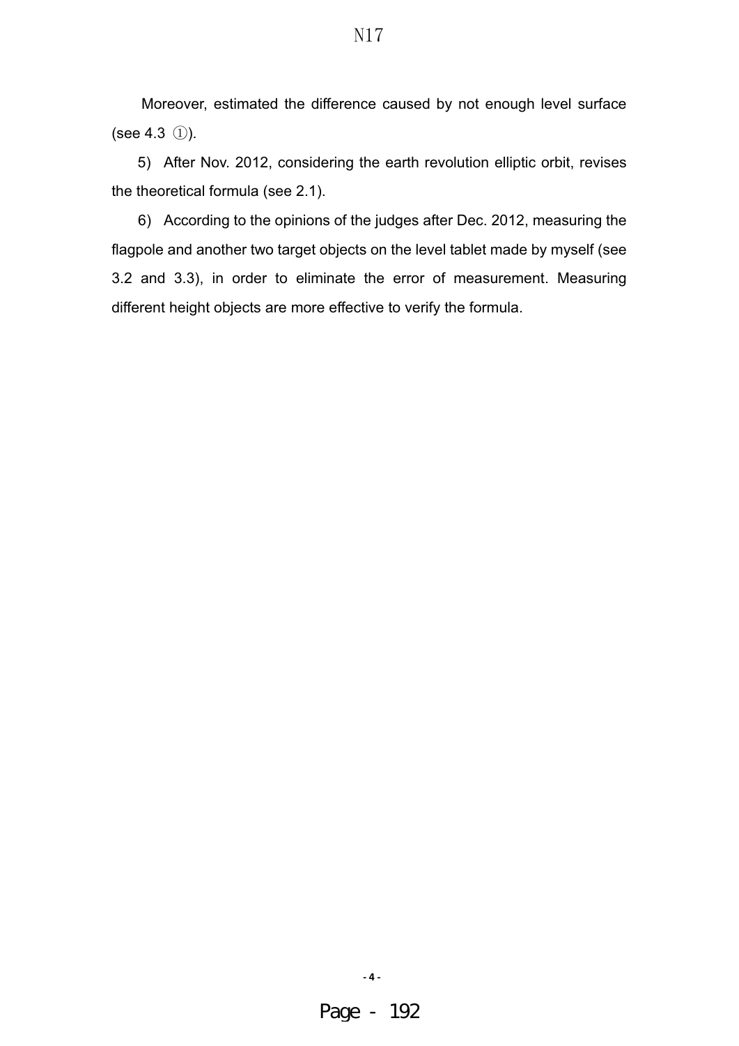Moreover, estimated the difference caused by not enough level surface (see 4.3 ①).

5) After Nov. 2012, considering the earth revolution elliptic orbit, revises the theoretical formula (see 2.1).

6) According to the opinions of the judges after Dec. 2012, measuring the flagpole and another two target objects on the level tablet made by myself (see 3.2 and 3.3), in order to eliminate the error of measurement. Measuring different height objects are more effective to verify the formula.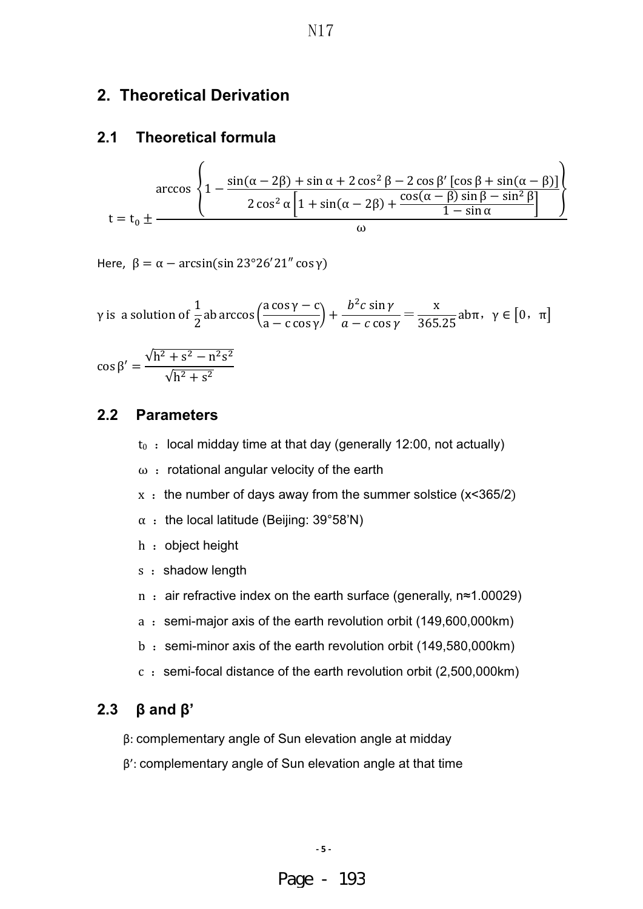## 2. Theoretical Derivation

### 2.1 Theoretical formula

$$t = t_0 \pm \frac{\arccos\left\{1 - \dfrac{\sin(\alpha - 2\beta) + \sin\alpha + 2\cos^2\beta - 2\cos\beta'\,[\cos\beta + \sin(\alpha - \beta)]}{2\cos^2\alpha\left[1 + \sin(\alpha - 2\beta) + \dfrac{\cos(\alpha - \beta)\sin\beta - \sin^2\beta}{1 - \sin\alpha}\right]}\right\}}{\omega}$$

Here, $\beta = \alpha - \arcsin(\sin 23°26'21'' \cos\gamma)$

$\gamma$ is a solution of $\dfrac{1}{2}ab\arccos\left(\dfrac{a\cos\gamma - c}{a - c\cos\gamma}\right) + \dfrac{b^2 c\sin\gamma}{a - c\cos\gamma} = \dfrac{x}{365.25}ab\pi$, $\gamma \in [0, \pi]$

$$\cos\beta' = \frac{\sqrt{h^2 + s^2 - n^2 s^2}}{\sqrt{h^2 + s^2}}$$

### 2.2 Parameters

- $t_0$ : local midday time at that day (generally 12:00, not actually)
- $\omega$ : rotational angular velocity of the earth
- $x$ : the number of days away from the summer solstice (x<365/2)
- $\alpha$ : the local latitude (Beijing: 39°58'N)
- $h$ : object height
- $s$ : shadow length
- $n$ : air refractive index on the earth surface (generally, n≈1.00029)
- $a$ : semi-major axis of the earth revolution orbit (149,600,000km)
- $b$ : semi-minor axis of the earth revolution orbit (149,580,000km)
- $c$ : semi-focal distance of the earth revolution orbit (2,500,000km)

### 2.3 β and β'

β: complementary angle of Sun elevation angle at midday

β': complementary angle of Sun elevation angle at that time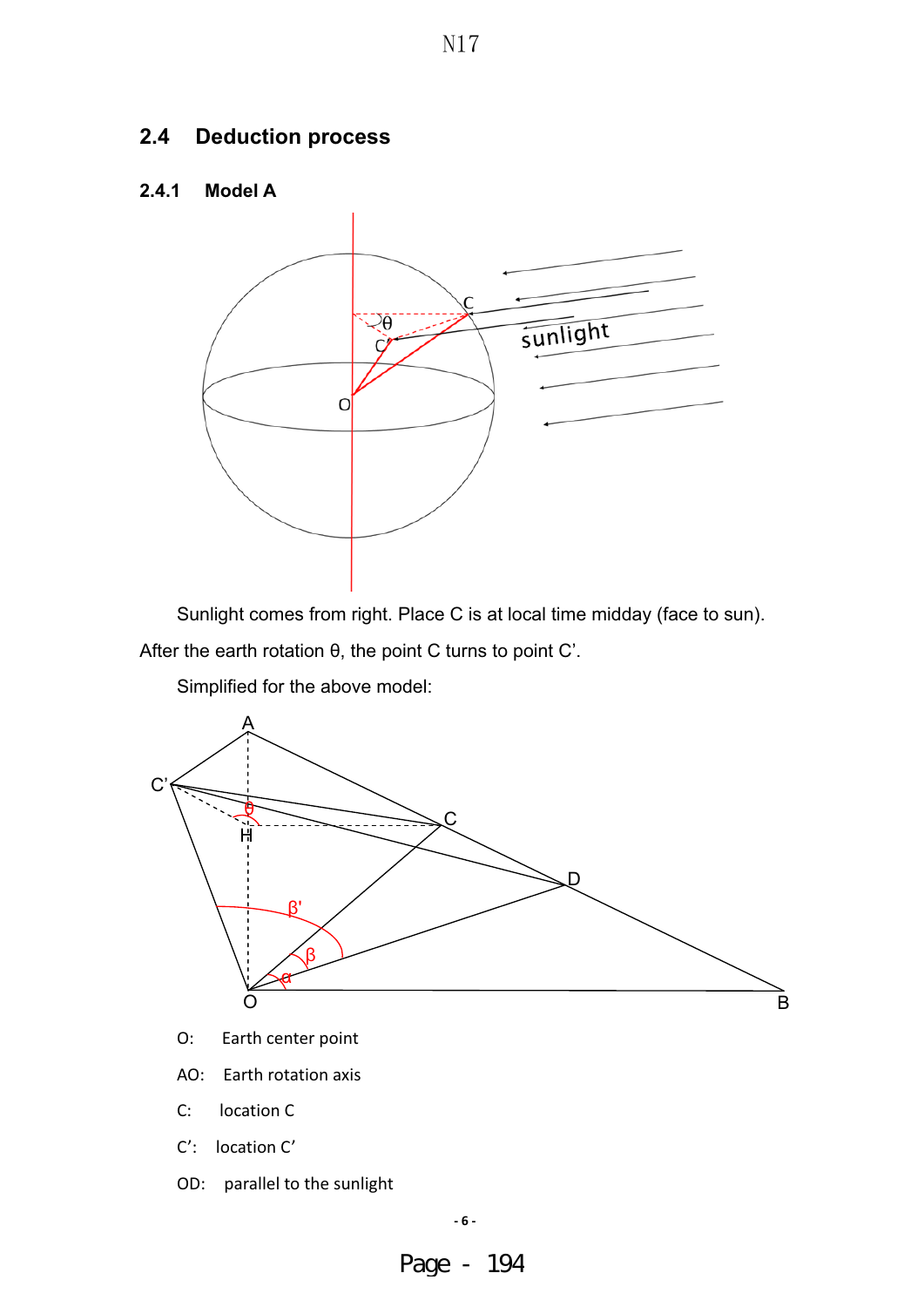## 2.4 Deduction process

### 2.4.1 Model A

Sunlight comes from right. Place C is at local time midday (face to sun). After the earth rotation θ, the point C turns to point C'.

Simplified for the above model:

O: Earth center point

AO: Earth rotation axis

C: location C

C': location C'

OD: parallel to the sunlight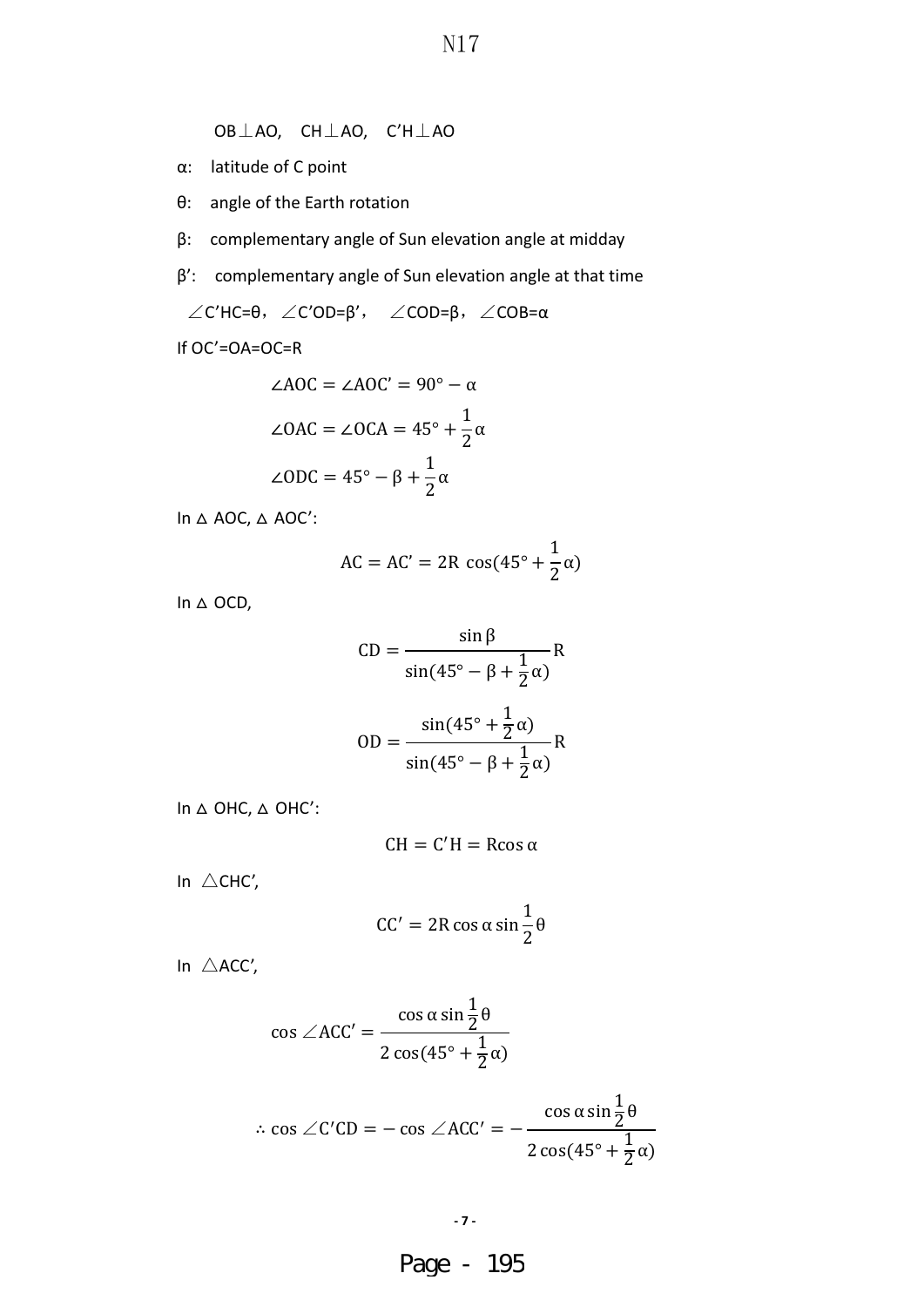OB⊥AO,  CH⊥AO,  C'H⊥AO

α:  latitude of C point

θ:  angle of the Earth rotation

β:  complementary angle of Sun elevation angle at midday

β':  complementary angle of Sun elevation angle at that time

∠C'HC=θ, ∠C'OD=β',  ∠COD=β, ∠COB=α

If OC'=OA=OC=R

$$\angle AOC = \angle AOC' = 90° - \alpha$$

$$\angle OAC = \angle OCA = 45° + \frac{1}{2}\alpha$$

$$\angle ODC = 45° - \beta + \frac{1}{2}\alpha$$

In △ AOC, △ AOC':

$$AC = AC' = 2R\ \cos(45° + \frac{1}{2}\alpha)$$

In △ OCD,

$$CD = \frac{\sin\beta}{\sin(45° - \beta + \frac{1}{2}\alpha)}R$$

$$OD = \frac{\sin(45° + \frac{1}{2}\alpha)}{\sin(45° - \beta + \frac{1}{2}\alpha)}R$$

In △ OHC, △ OHC':

$$CH = C'H = R\cos\alpha$$

In △CHC',

$$CC' = 2R\cos\alpha\sin\frac{1}{2}\theta$$

In △ACC',

$$\cos\angle ACC' = \frac{\cos\alpha\sin\frac{1}{2}\theta}{2\cos(45° + \frac{1}{2}\alpha)}$$

$$\therefore \cos\angle C'CD = -\cos\angle ACC' = -\frac{\cos\alpha\sin\frac{1}{2}\theta}{2\cos(45° + \frac{1}{2}\alpha)}$$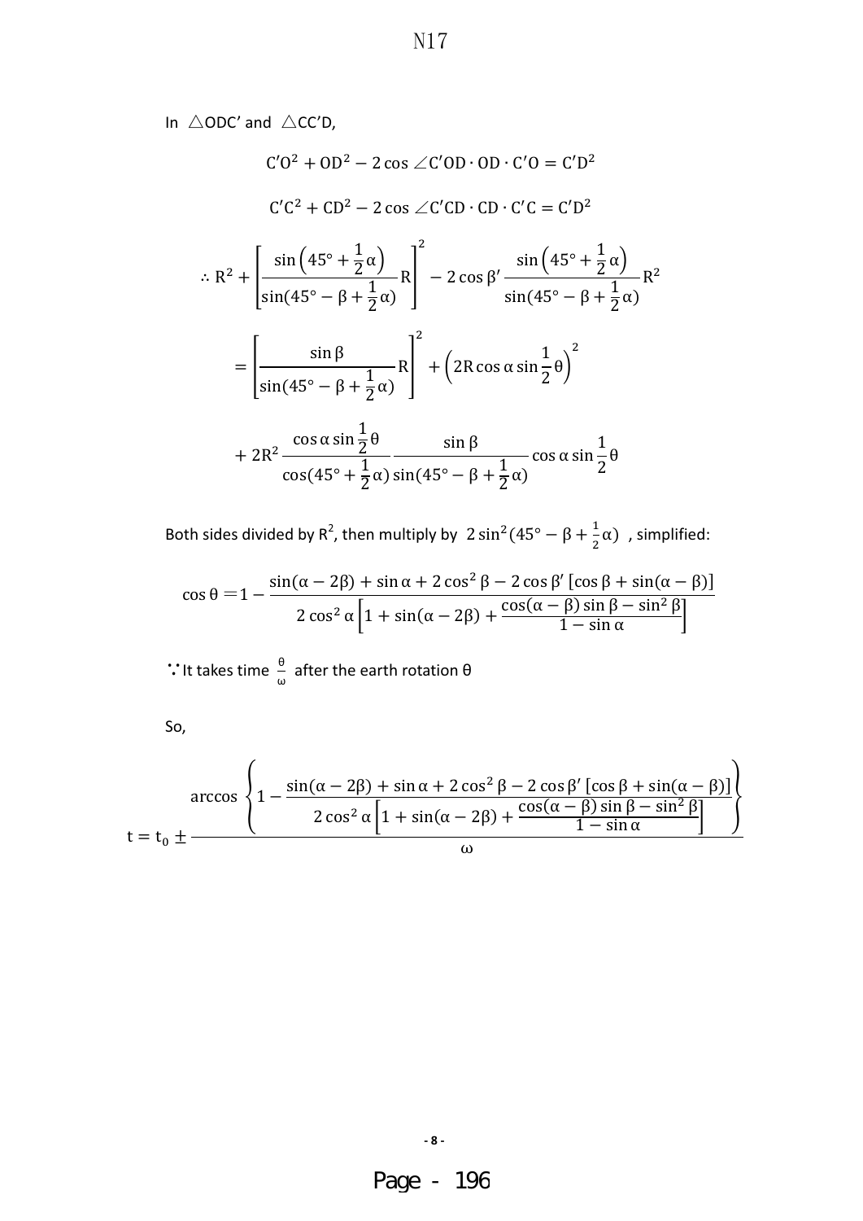In △ODC' and △CC'D,

$$C'O^2 + OD^2 - 2\cos\angle C'OD \cdot OD \cdot C'O = C'D^2$$

$$C'C^2 + CD^2 - 2\cos\angle C'CD \cdot CD \cdot C'C = C'D^2$$

$$\therefore R^2 + \left[\frac{\sin\left(45° + \frac{1}{2}\alpha\right)}{\sin(45° - \beta + \frac{1}{2}\alpha)}R\right]^2 - 2\cos\beta' \frac{\sin\left(45° + \frac{1}{2}\alpha\right)}{\sin(45° - \beta + \frac{1}{2}\alpha)}R^2$$

$$= \left[\frac{\sin\beta}{\sin(45° - \beta + \frac{1}{2}\alpha)}R\right]^2 + \left(2R\cos\alpha\sin\frac{1}{2}\theta\right)^2$$

$$+ 2R^2 \frac{\cos\alpha\sin\frac{1}{2}\theta}{\cos(45° + \frac{1}{2}\alpha)} \frac{\sin\beta}{\sin(45° - \beta + \frac{1}{2}\alpha)} \cos\alpha\sin\frac{1}{2}\theta$$

Both sides divided by $R^2$, then multiply by $2\sin^2(45° - \beta + \frac{1}{2}\alpha)$ , simplified:

$$\cos\theta = 1 - \frac{\sin(\alpha - 2\beta) + \sin\alpha + 2\cos^2\beta - 2\cos\beta'\left[\cos\beta + \sin(\alpha - \beta)\right]}{2\cos^2\alpha\left[1 + \sin(\alpha - 2\beta) + \frac{\cos(\alpha - \beta)\sin\beta - \sin^2\beta}{1 - \sin\alpha}\right]}$$

∵ It takes time $\frac{\theta}{\omega}$ after the earth rotation θ

So,

$$t = t_0 \pm \frac{\arccos\left\{1 - \frac{\sin(\alpha - 2\beta) + \sin\alpha + 2\cos^2\beta - 2\cos\beta'\left[\cos\beta + \sin(\alpha - \beta)\right]}{2\cos^2\alpha\left[1 + \sin(\alpha - 2\beta) + \frac{\cos(\alpha - \beta)\sin\beta - \sin^2\beta}{1 - \sin\alpha}\right]}\right\}}{\omega}$$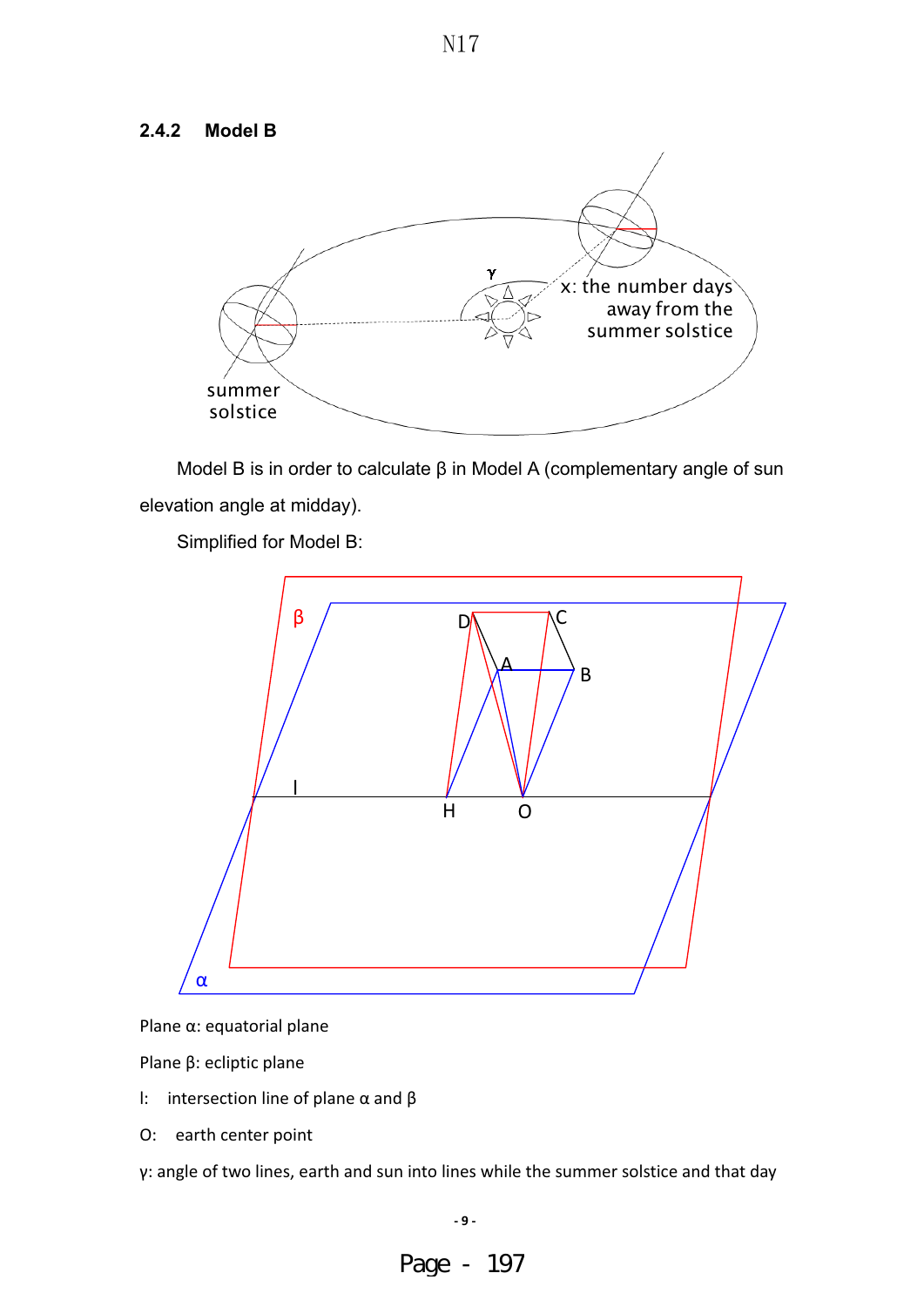### 2.4.2 Model B

Model B is in order to calculate β in Model A (complementary angle of sun elevation angle at midday).

Simplified for Model B:

Plane α: equatorial plane

Plane β: ecliptic plane

l: intersection line of plane α and β

O: earth center point

γ: angle of two lines, earth and sun into lines while the summer solstice and that day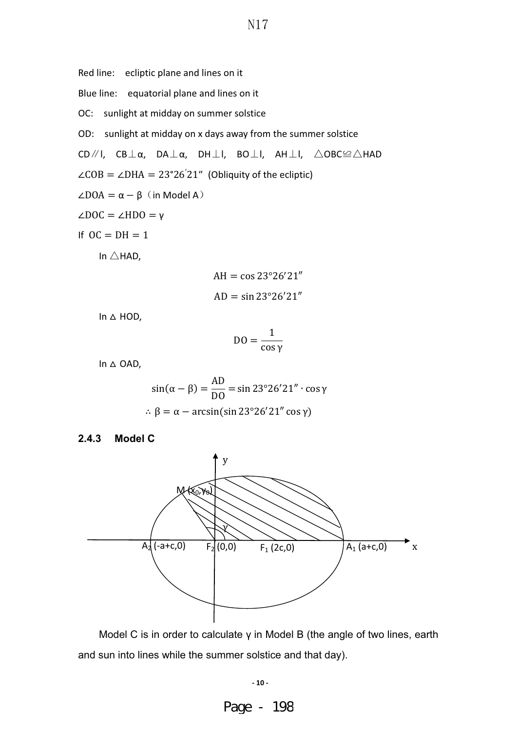Red line: ecliptic plane and lines on it

Blue line: equatorial plane and lines on it

OC: sunlight at midday on summer solstice

OD: sunlight at midday on x days away from the summer solstice

CD∥l, CB⊥α, DA⊥α, DH⊥l, BO⊥l, AH⊥l, △OBC≌△HAD

$\angle COB = \angle DHA = 23°26'21''$ (Obliquity of the ecliptic)

$\angle DOA = \alpha - \beta$（in Model A）

$\angle DOC = \angle HDO = \gamma$

If $OC = DH = 1$

In △HAD,

$$AH = \cos 23°26'21''$$

$$AD = \sin 23°26'21''$$

In △ HOD,

$$DO = \frac{1}{\cos\gamma}$$

In △ OAD,

$$\sin(\alpha - \beta) = \frac{AD}{DO} = \sin 23°26'21'' \cdot \cos\gamma$$

$$\therefore \beta = \alpha - \arcsin(\sin 23°26'21'' \cos\gamma)$$

### 2.4.3 Model C

Model C is in order to calculate γ in Model B (the angle of two lines, earth and sun into lines while the summer solstice and that day).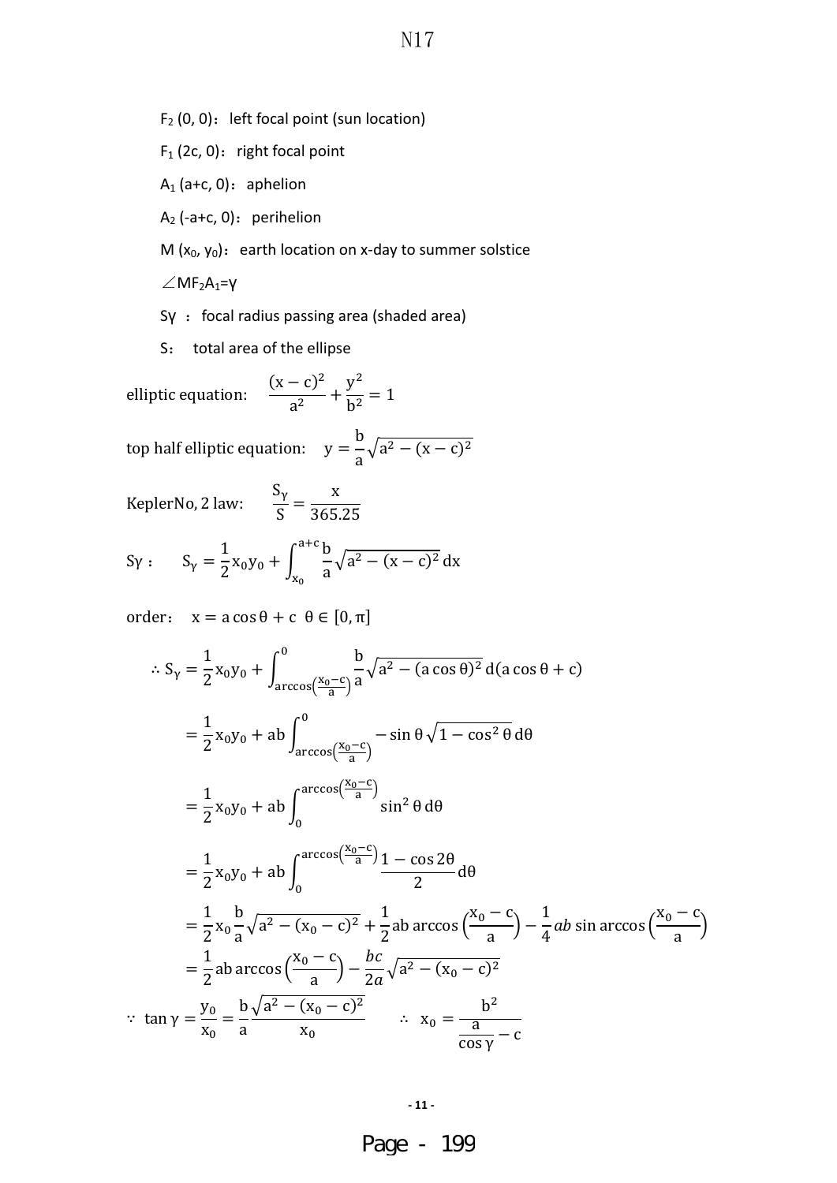$F_2$ (0, 0)： left focal point (sun location)

$F_1$ (2c, 0)： right focal point

$A_1$ (a+c, 0)： aphelion

$A_2$ (-a+c, 0)： perihelion

M ($x_0$, $y_0$)： earth location on x-day to summer solstice

$\angle MF_2A_1 = \gamma$

$S\gamma$ ： focal radius passing area (shaded area)

S： total area of the ellipse

elliptic equation: $\dfrac{(x-c)^2}{a^2} + \dfrac{y^2}{b^2} = 1$

top half elliptic equation: $y = \dfrac{b}{a}\sqrt{a^2 - (x-c)^2}$

KeplerNo, 2 law: $\dfrac{S_\gamma}{S} = \dfrac{x}{365.25}$

$S\gamma$ : $S_\gamma = \dfrac{1}{2}x_0 y_0 + \displaystyle\int_{x_0}^{a+c} \dfrac{b}{a}\sqrt{a^2 - (x-c)^2}\,dx$

order: $x = a\cos\theta + c \quad \theta \in [0, \pi]$

$$\therefore S_\gamma = \frac{1}{2}x_0 y_0 + \int_{\arccos\left(\frac{x_0 - c}{a}\right)}^{0} \frac{b}{a}\sqrt{a^2 - (a\cos\theta)^2}\,d(a\cos\theta + c)$$

$$= \frac{1}{2}x_0 y_0 + ab\int_{\arccos\left(\frac{x_0 - c}{a}\right)}^{0} -\sin\theta\sqrt{1 - \cos^2\theta}\,d\theta$$

$$= \frac{1}{2}x_0 y_0 + ab\int_{0}^{\arccos\left(\frac{x_0 - c}{a}\right)} \sin^2\theta\,d\theta$$

$$= \frac{1}{2}x_0 y_0 + ab\int_{0}^{\arccos\left(\frac{x_0 - c}{a}\right)} \frac{1 - \cos 2\theta}{2}\,d\theta$$

$$= \frac{1}{2}x_0\frac{b}{a}\sqrt{a^2 - (x_0 - c)^2} + \frac{1}{2}ab\arccos\left(\frac{x_0 - c}{a}\right) - \frac{1}{4}ab\sin\arccos\left(\frac{x_0 - c}{a}\right)$$

$$= \frac{1}{2}ab\arccos\left(\frac{x_0 - c}{a}\right) - \frac{bc}{2a}\sqrt{a^2 - (x_0 - c)^2}$$

$$\because \tan\gamma = \frac{y_0}{x_0} = \frac{b}{a}\frac{\sqrt{a^2 - (x_0 - c)^2}}{x_0} \qquad \therefore x_0 = \frac{b^2}{\frac{a}{\cos\gamma} - c}$$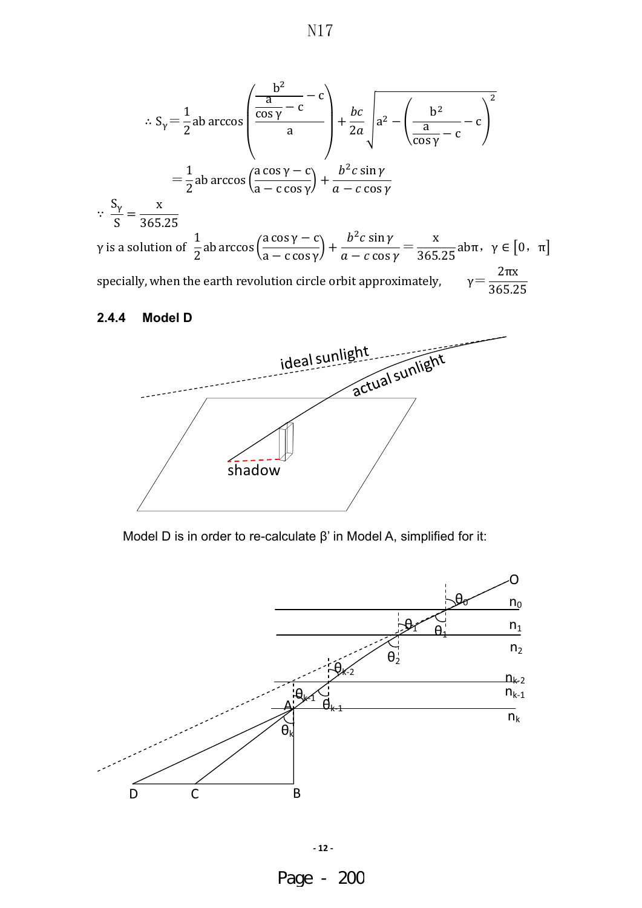$$\therefore S_\gamma = \frac{1}{2}ab\arccos\left(\frac{\frac{\frac{b^2}{a}}{\cos\gamma} - c - c}{a}\right) + \frac{bc}{2a}\sqrt{a^2 - \left(\frac{b^2}{\frac{a}{\cos\gamma} - c} - c\right)^2}$$

$$= \frac{1}{2}ab\arccos\left(\frac{a\cos\gamma - c}{a - c\cos\gamma}\right) + \frac{b^2 c\sin\gamma}{a - c\cos\gamma}$$

$$\because \frac{S_\gamma}{S} = \frac{x}{365.25}$$

$\gamma$ is a solution of $\frac{1}{2}ab\arccos\left(\frac{a\cos\gamma - c}{a - c\cos\gamma}\right) + \frac{b^2 c\sin\gamma}{a - c\cos\gamma} = \frac{x}{365.25}ab\pi$, $\gamma \in [0, \pi]$

specially, when the earth revolution circle orbit approximately, $\gamma = \frac{2\pi x}{365.25}$

### 2.4.4 Model D

Model D is in order to re-calculate β' in Model A, simplified for it: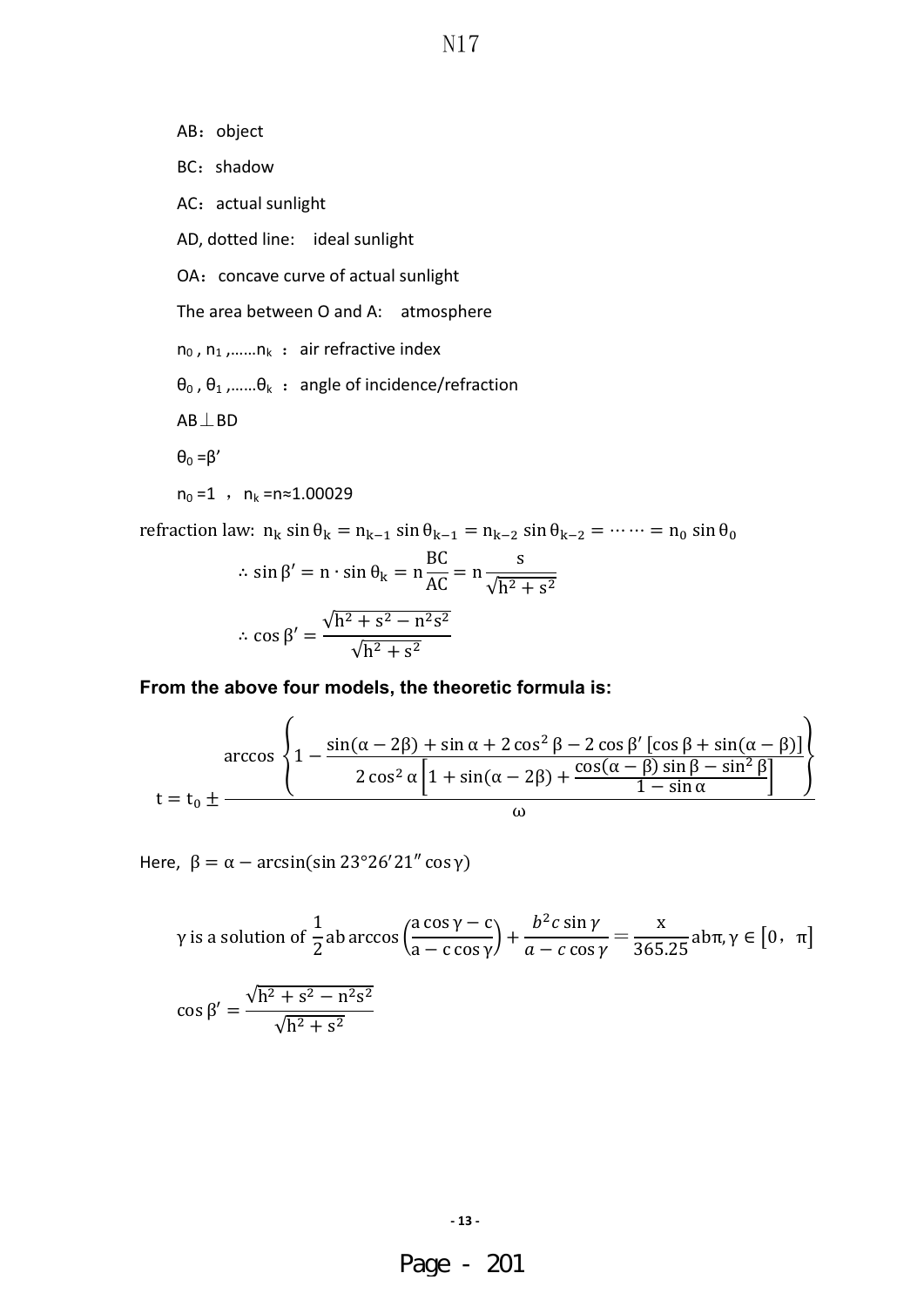AB: object

BC: shadow

AC: actual sunlight

AD, dotted line:  ideal sunlight

OA: concave curve of actual sunlight

The area between O and A:  atmosphere

$n_0$, $n_1$, ……$n_k$ : air refractive index

$\theta_0$, $\theta_1$, ……$\theta_k$ : angle of incidence/refraction

$AB \perp BD$

$\theta_0 = \beta'$

$n_0 = 1$ , $n_k = n \approx 1.00029$

refraction law: $n_k \sin\theta_k = n_{k-1} \sin\theta_{k-1} = n_{k-2} \sin\theta_{k-2} = \cdots\cdots = n_0 \sin\theta_0$

$$\therefore \sin\beta' = n \cdot \sin\theta_k = n\frac{BC}{AC} = n\frac{s}{\sqrt{h^2+s^2}}$$

$$\therefore \cos\beta' = \frac{\sqrt{h^2+s^2-n^2s^2}}{\sqrt{h^2+s^2}}$$

**From the above four models, the theoretic formula is:**

$$t = t_0 \pm \frac{\arccos\left\{1 - \dfrac{\sin(\alpha-2\beta)+\sin\alpha+2\cos^2\beta-2\cos\beta'\left[\cos\beta+\sin(\alpha-\beta)\right]}{2\cos^2\alpha\left[1+\sin(\alpha-2\beta)+\dfrac{\cos(\alpha-\beta)\sin\beta-\sin^2\beta}{1-\sin\alpha}\right]}\right\}}{\omega}$$

Here, $\beta = \alpha - \arcsin(\sin 23°26'21'' \cos\gamma)$

$$\gamma \text{ is a solution of } \frac{1}{2}ab\arccos\left(\frac{a\cos\gamma-c}{a-c\cos\gamma}\right)+\frac{b^2c\sin\gamma}{a-c\cos\gamma}=\frac{x}{365.25}ab\pi, \gamma \in [0,\ \pi]$$

$$\cos\beta' = \frac{\sqrt{h^2+s^2-n^2s^2}}{\sqrt{h^2+s^2}}$$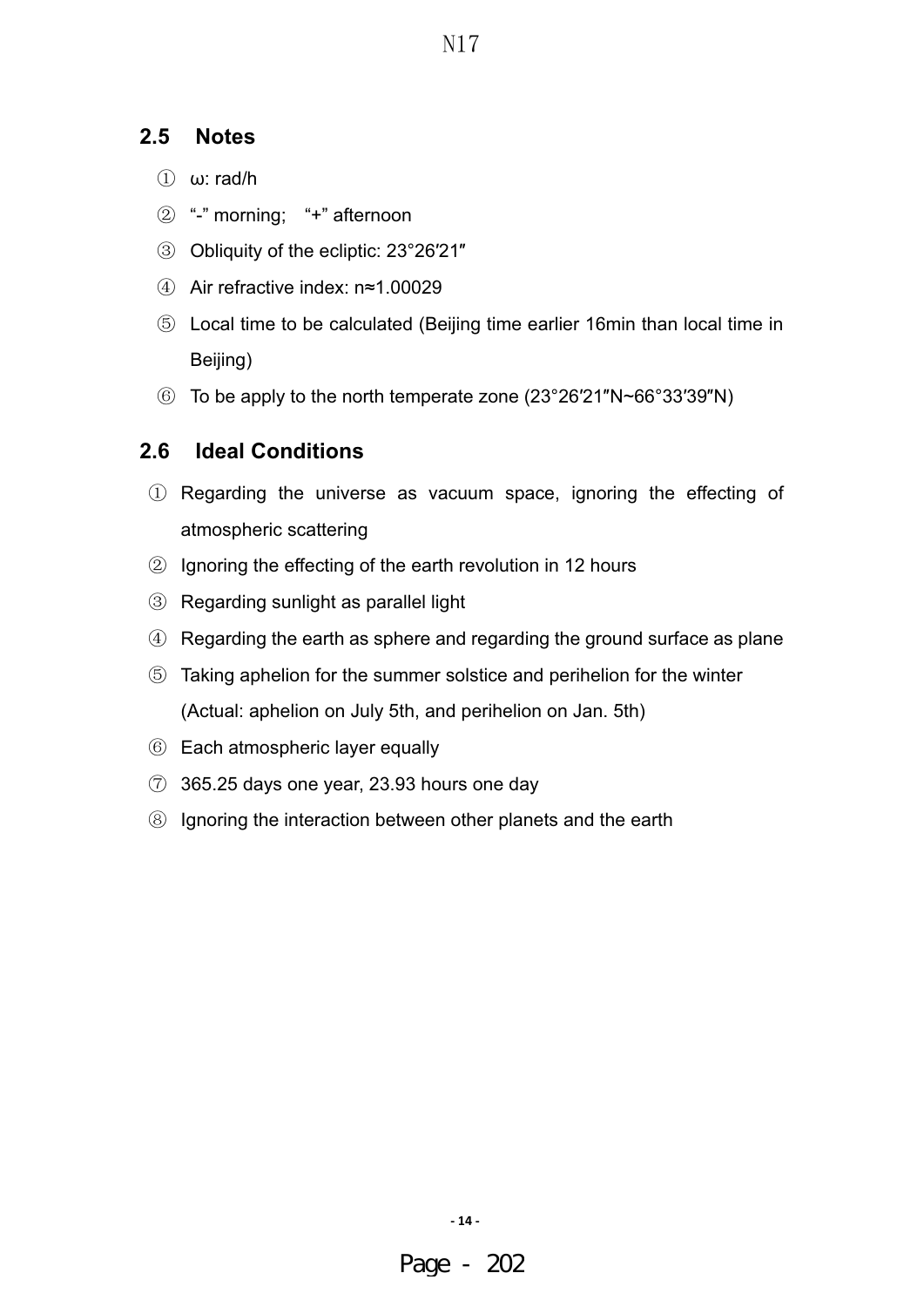## 2.5 Notes

① ω: rad/h

② “-” morning; “+” afternoon

③ Obliquity of the ecliptic: 23°26′21″

④ Air refractive index: n≈1.00029

⑤ Local time to be calculated (Beijing time earlier 16min than local time in Beijing)

⑥ To be apply to the north temperate zone (23°26′21″N~66°33′39″N)

## 2.6 Ideal Conditions

① Regarding the universe as vacuum space, ignoring the effecting of atmospheric scattering

② Ignoring the effecting of the earth revolution in 12 hours

③ Regarding sunlight as parallel light

④ Regarding the earth as sphere and regarding the ground surface as plane

⑤ Taking aphelion for the summer solstice and perihelion for the winter (Actual: aphelion on July 5th, and perihelion on Jan. 5th)

⑥ Each atmospheric layer equally

⑦ 365.25 days one year, 23.93 hours one day

⑧ Ignoring the interaction between other planets and the earth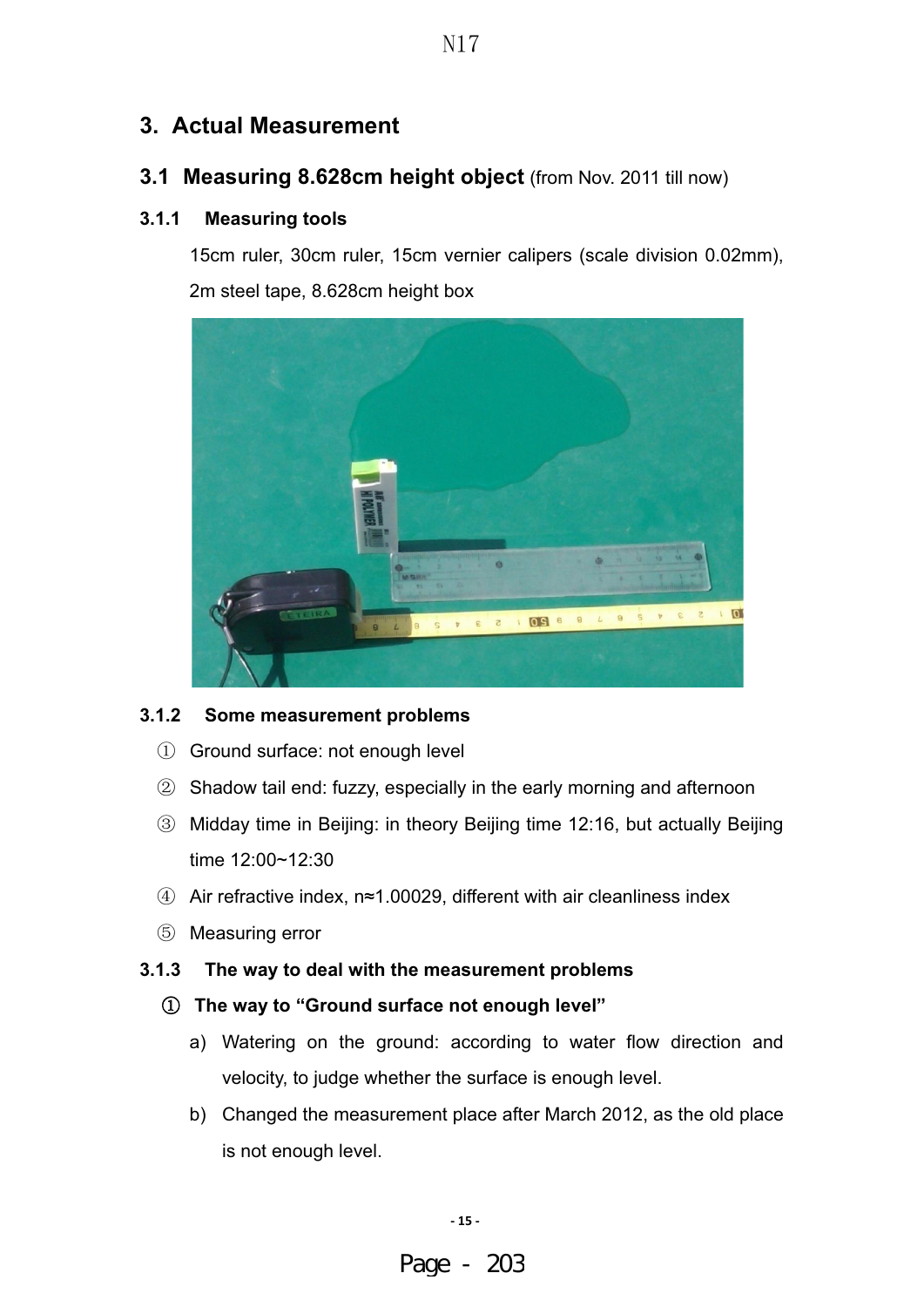## 3. Actual Measurement

### 3.1 Measuring 8.628cm height object (from Nov. 2011 till now)

#### 3.1.1 Measuring tools

15cm ruler, 30cm ruler, 15cm vernier calipers (scale division 0.02mm), 2m steel tape, 8.628cm height box

#### 3.1.2 Some measurement problems

① Ground surface: not enough level

② Shadow tail end: fuzzy, especially in the early morning and afternoon

③ Midday time in Beijing: in theory Beijing time 12:16, but actually Beijing time 12:00~12:30

④ Air refractive index, n≈1.00029, different with air cleanliness index

⑤ Measuring error

#### 3.1.3 The way to deal with the measurement problems

**① The way to "Ground surface not enough level"**

a) Watering on the ground: according to water flow direction and velocity, to judge whether the surface is enough level.

b) Changed the measurement place after March 2012, as the old place is not enough level.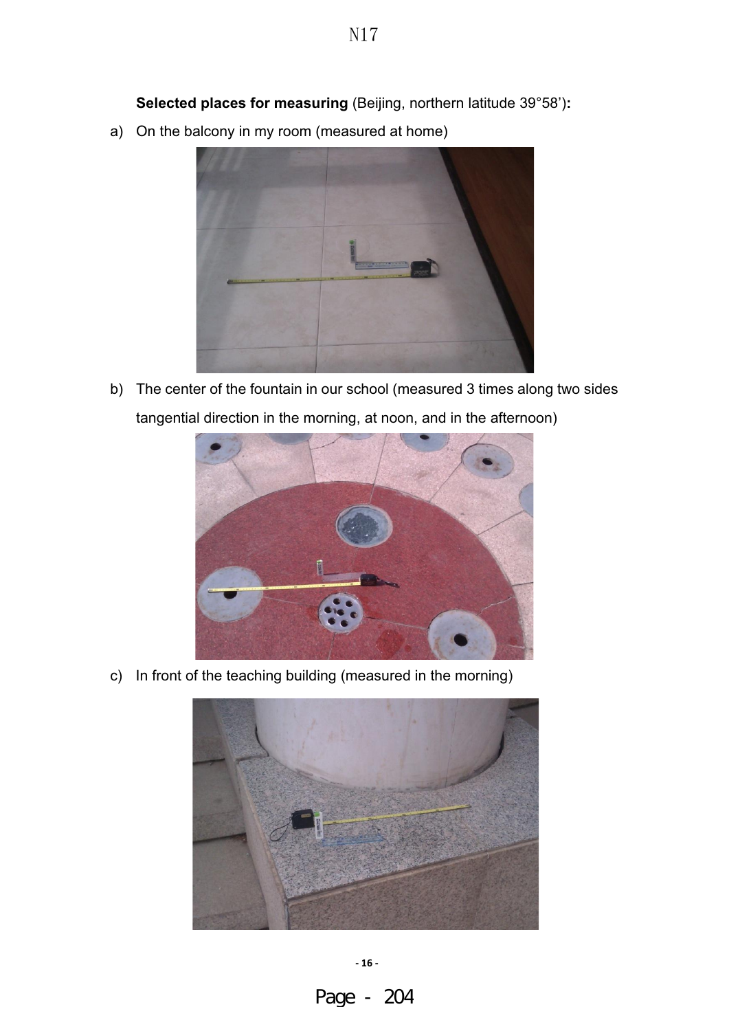**Selected places for measuring** (Beijing, northern latitude 39°58'):

a) On the balcony in my room (measured at home)

b) The center of the fountain in our school (measured 3 times along two sides tangential direction in the morning, at noon, and in the afternoon)

c) In front of the teaching building (measured in the morning)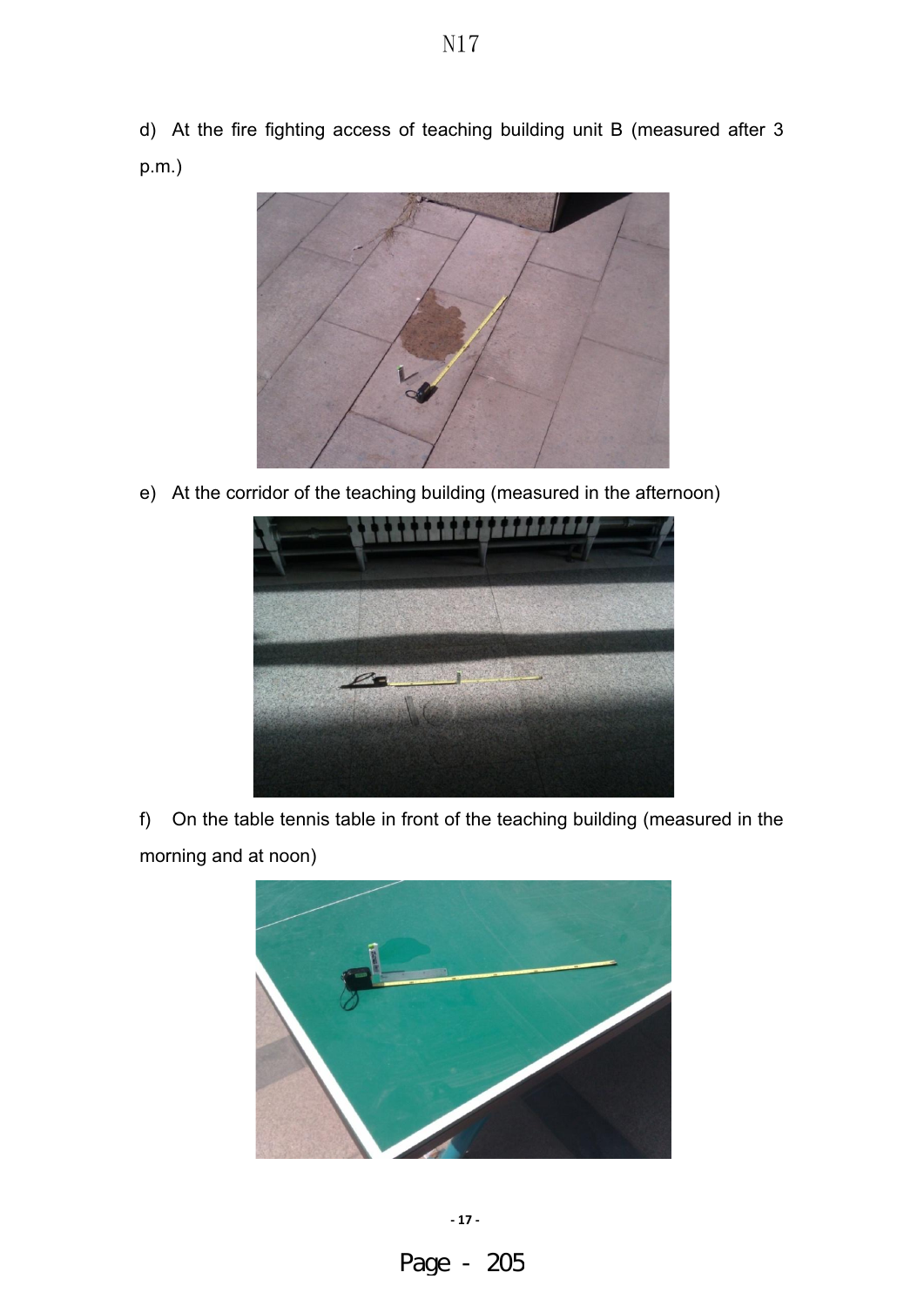d) At the fire fighting access of teaching building unit B (measured after 3 p.m.)

e) At the corridor of the teaching building (measured in the afternoon)

f) On the table tennis table in front of the teaching building (measured in the morning and at noon)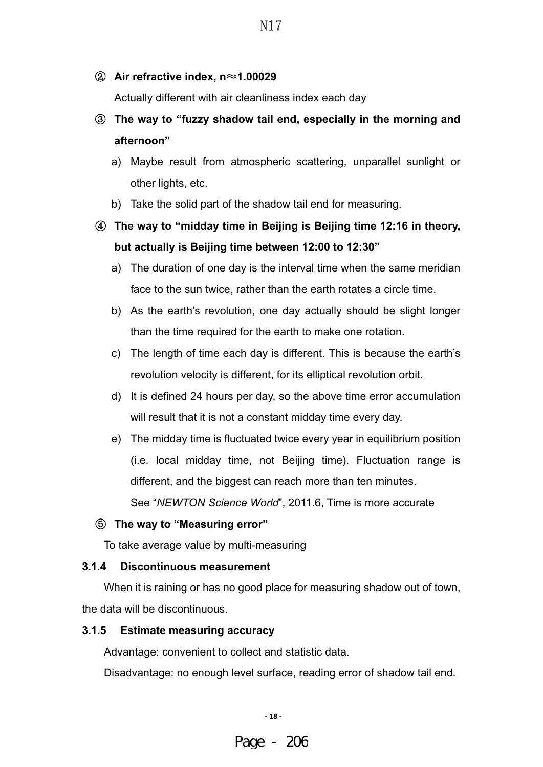② **Air refractive index, n≈1.00029**

Actually different with air cleanliness index each day

③ **The way to "fuzzy shadow tail end, especially in the morning and afternoon"**

a) Maybe result from atmospheric scattering, unparallel sunlight or other lights, etc.

b) Take the solid part of the shadow tail end for measuring.

④ **The way to "midday time in Beijing is Beijing time 12:16 in theory, but actually is Beijing time between 12:00 to 12:30"**

a) The duration of one day is the interval time when the same meridian face to the sun twice, rather than the earth rotates a circle time.

b) As the earth's revolution, one day actually should be slight longer than the time required for the earth to make one rotation.

c) The length of time each day is different. This is because the earth's revolution velocity is different, for its elliptical revolution orbit.

d) It is defined 24 hours per day, so the above time error accumulation will result that it is not a constant midday time every day.

e) The midday time is fluctuated twice every year in equilibrium position (i.e. local midday time, not Beijing time). Fluctuation range is different, and the biggest can reach more than ten minutes.

See "*NEWTON Science World*", 2011.6, Time is more accurate

⑤ **The way to "Measuring error"**

To take average value by multi-measuring

### 3.1.4 Discontinuous measurement

When it is raining or has no good place for measuring shadow out of town, the data will be discontinuous.

### 3.1.5 Estimate measuring accuracy

Advantage: convenient to collect and statistic data.

Disadvantage: no enough level surface, reading error of shadow tail end.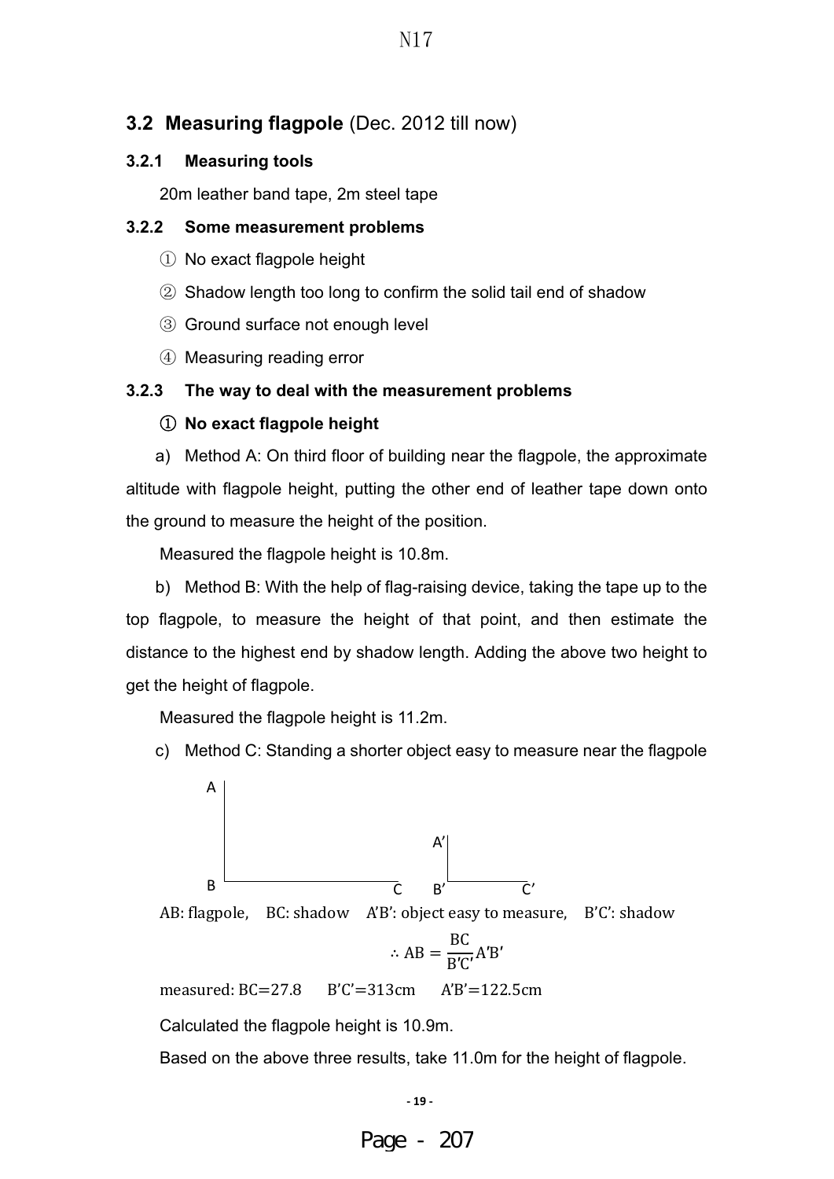## 3.2 Measuring flagpole (Dec. 2012 till now)

### 3.2.1 Measuring tools

20m leather band tape, 2m steel tape

### 3.2.2 Some measurement problems

① No exact flagpole height

② Shadow length too long to confirm the solid tail end of shadow

③ Ground surface not enough level

④ Measuring reading error

### 3.2.3 The way to deal with the measurement problems

**① No exact flagpole height**

a) Method A: On third floor of building near the flagpole, the approximate altitude with flagpole height, putting the other end of leather tape down onto the ground to measure the height of the position.

Measured the flagpole height is 10.8m.

b) Method B: With the help of flag-raising device, taking the tape up to the top flagpole, to measure the height of that point, and then estimate the distance to the highest end by shadow length. Adding the above two height to get the height of flagpole.

Measured the flagpole height is 11.2m.

c) Method C: Standing a shorter object easy to measure near the flagpole

AB: flagpole, BC: shadow A'B': object easy to measure, B'C': shadow

$$\therefore AB = \frac{BC}{B'C'} A'B'$$

measured: BC=27.8 B'C'=313cm A'B'=122.5cm

Calculated the flagpole height is 10.9m.

Based on the above three results, take 11.0m for the height of flagpole.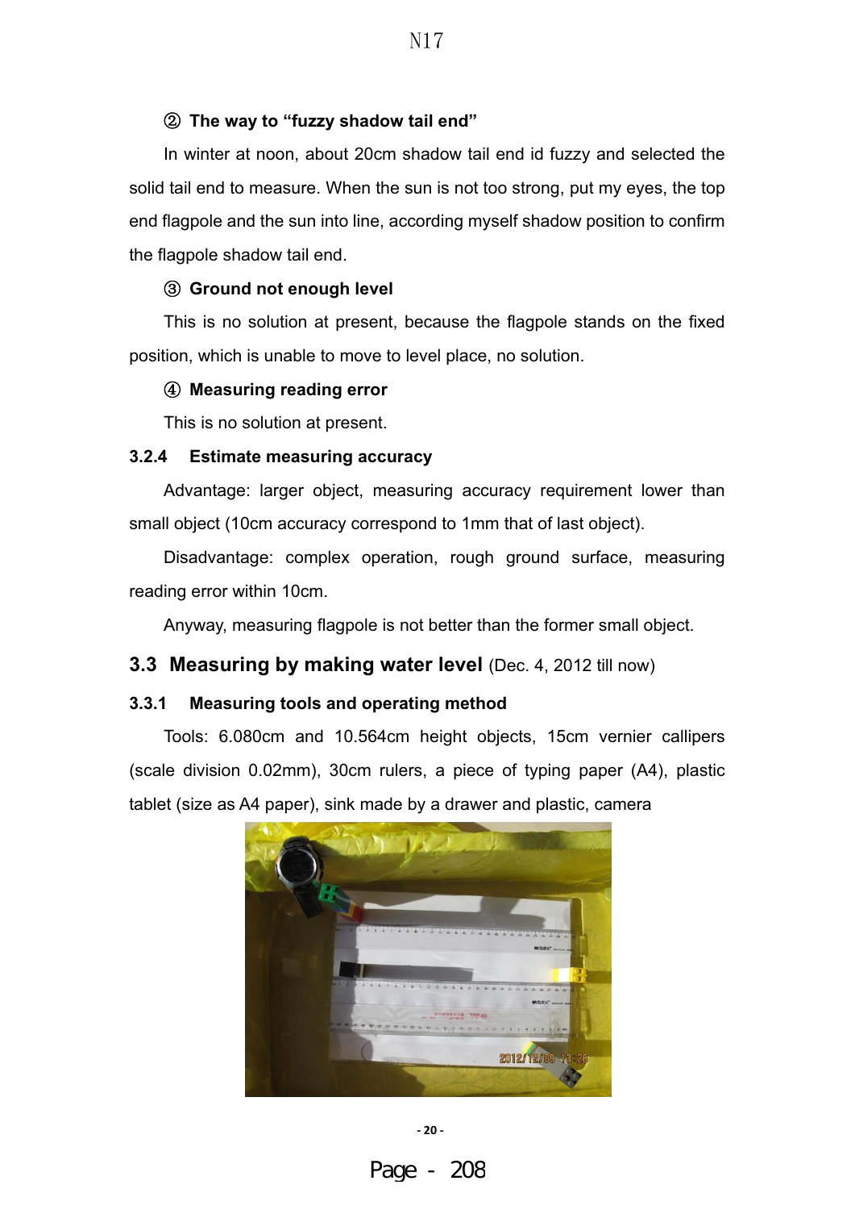**② The way to "fuzzy shadow tail end"**

In winter at noon, about 20cm shadow tail end id fuzzy and selected the solid tail end to measure. When the sun is not too strong, put my eyes, the top end flagpole and the sun into line, according myself shadow position to confirm the flagpole shadow tail end.

**③ Ground not enough level**

This is no solution at present, because the flagpole stands on the fixed position, which is unable to move to level place, no solution.

**④ Measuring reading error**

This is no solution at present.

### 3.2.4 Estimate measuring accuracy

Advantage: larger object, measuring accuracy requirement lower than small object (10cm accuracy correspond to 1mm that of last object).

Disadvantage: complex operation, rough ground surface, measuring reading error within 10cm.

Anyway, measuring flagpole is not better than the former small object.

## 3.3 Measuring by making water level (Dec. 4, 2012 till now)

### 3.3.1 Measuring tools and operating method

Tools: 6.080cm and 10.564cm height objects, 15cm vernier callipers (scale division 0.02mm), 30cm rulers, a piece of typing paper (A4), plastic tablet (size as A4 paper), sink made by a drawer and plastic, camera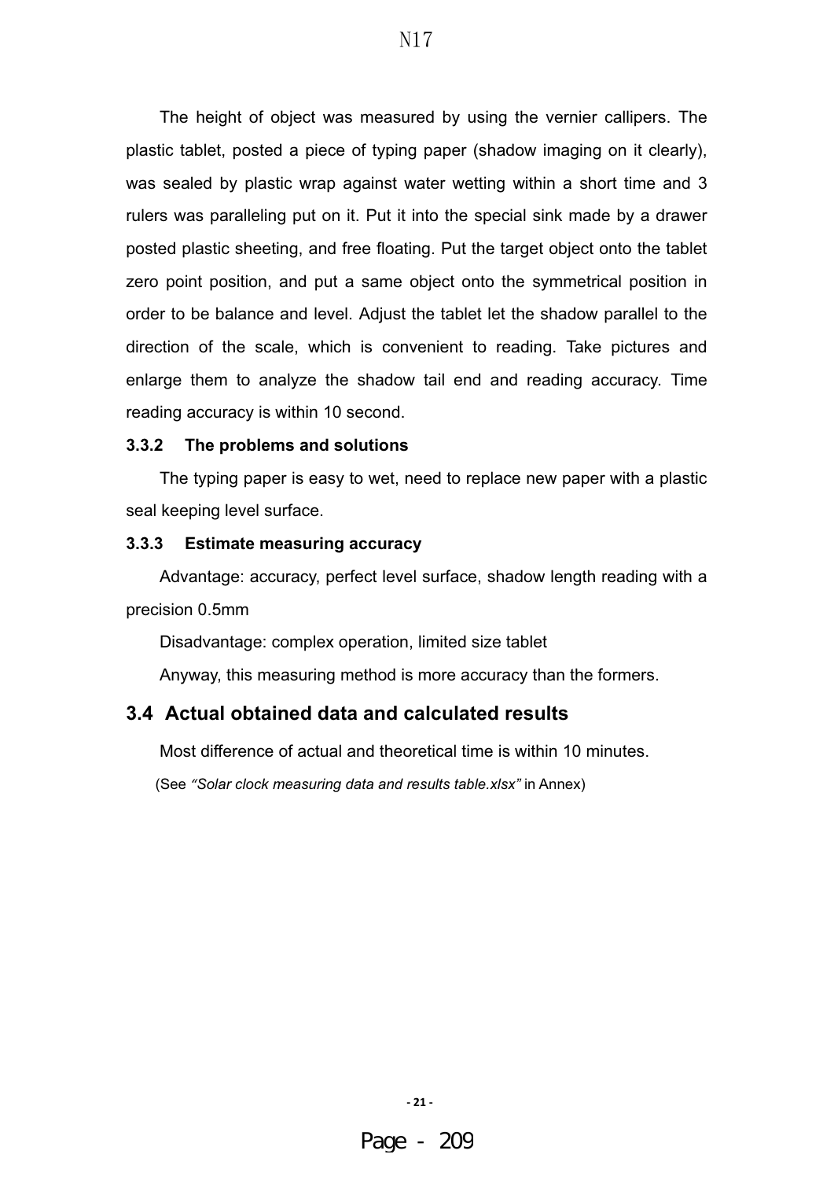The height of object was measured by using the vernier callipers. The plastic tablet, posted a piece of typing paper (shadow imaging on it clearly), was sealed by plastic wrap against water wetting within a short time and 3 rulers was paralleling put on it. Put it into the special sink made by a drawer posted plastic sheeting, and free floating. Put the target object onto the tablet zero point position, and put a same object onto the symmetrical position in order to be balance and level. Adjust the tablet let the shadow parallel to the direction of the scale, which is convenient to reading. Take pictures and enlarge them to analyze the shadow tail end and reading accuracy. Time reading accuracy is within 10 second.

### 3.3.2 The problems and solutions

The typing paper is easy to wet, need to replace new paper with a plastic seal keeping level surface.

### 3.3.3 Estimate measuring accuracy

Advantage: accuracy, perfect level surface, shadow length reading with a precision 0.5mm

Disadvantage: complex operation, limited size tablet

Anyway, this measuring method is more accuracy than the formers.

## 3.4 Actual obtained data and calculated results

Most difference of actual and theoretical time is within 10 minutes.

(See *"Solar clock measuring data and results table.xlsx"* in Annex)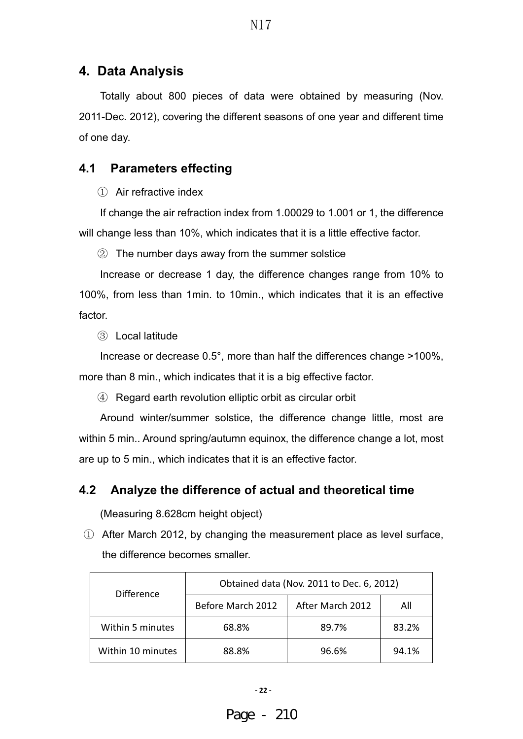## 4. Data Analysis

Totally about 800 pieces of data were obtained by measuring (Nov. 2011-Dec. 2012), covering the different seasons of one year and different time of one day.

### 4.1 Parameters effecting

① Air refractive index

If change the air refraction index from 1.00029 to 1.001 or 1, the difference will change less than 10%, which indicates that it is a little effective factor.

② The number days away from the summer solstice

Increase or decrease 1 day, the difference changes range from 10% to 100%, from less than 1min. to 10min., which indicates that it is an effective factor.

③ Local latitude

Increase or decrease 0.5°, more than half the differences change >100%, more than 8 min., which indicates that it is a big effective factor.

④ Regard earth revolution elliptic orbit as circular orbit

Around winter/summer solstice, the difference change little, most are within 5 min.. Around spring/autumn equinox, the difference change a lot, most are up to 5 min., which indicates that it is an effective factor.

### 4.2 Analyze the difference of actual and theoretical time

(Measuring 8.628cm height object)

① After March 2012, by changing the measurement place as level surface, the difference becomes smaller.

| Difference | Obtained data (Nov. 2011 to Dec. 6, 2012) | | |
|---|---|---|---|
| | Before March 2012 | After March 2012 | All |
| Within 5 minutes | 68.8% | 89.7% | 83.2% |
| Within 10 minutes | 88.8% | 96.6% | 94.1% |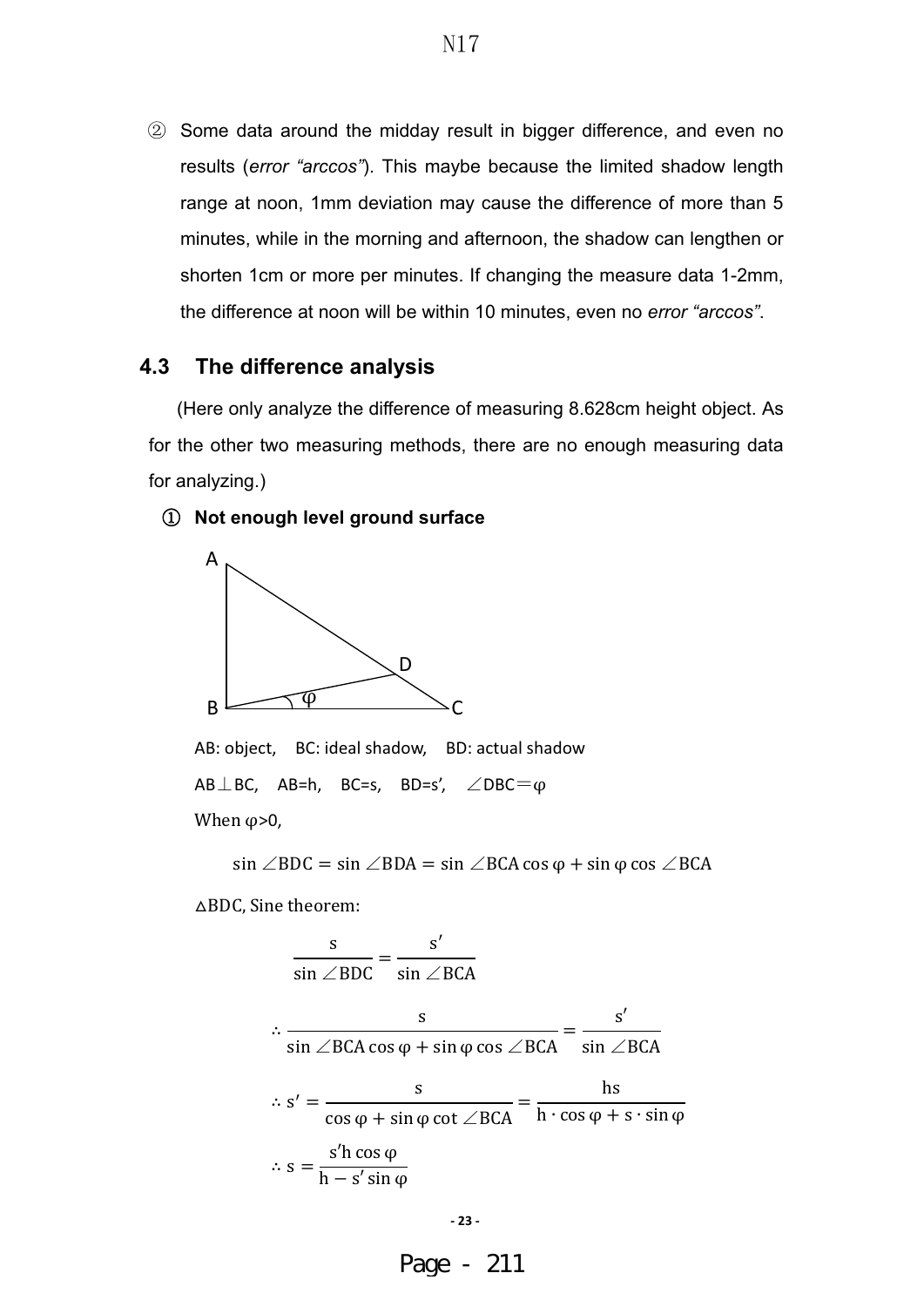② Some data around the midday result in bigger difference, and even no results (*error "arccos"*). This maybe because the limited shadow length range at noon, 1mm deviation may cause the difference of more than 5 minutes, while in the morning and afternoon, the shadow can lengthen or shorten 1cm or more per minutes. If changing the measure data 1-2mm, the difference at noon will be within 10 minutes, even no *error "arccos"*.

### 4.3 The difference analysis

(Here only analyze the difference of measuring 8.628cm height object. As for the other two measuring methods, there are no enough measuring data for analyzing.)

**① Not enough level ground surface**

AB: object, BC: ideal shadow, BD: actual shadow

AB⊥BC, AB=h, BC=s, BD=s', ∠DBC=φ

When φ>0,

$$\sin\angle BDC = \sin\angle BDA = \sin\angle BCA\cos\varphi + \sin\varphi\cos\angle BCA$$

△BDC, Sine theorem:

$$\frac{s}{\sin\angle BDC} = \frac{s'}{\sin\angle BCA}$$

$$\therefore \frac{s}{\sin\angle BCA\cos\varphi + \sin\varphi\cos\angle BCA} = \frac{s'}{\sin\angle BCA}$$

$$\therefore s' = \frac{s}{\cos\varphi + \sin\varphi\cot\angle BCA} = \frac{hs}{h\cdot\cos\varphi + s\cdot\sin\varphi}$$

$$\therefore s = \frac{s'h\cos\varphi}{h - s'\sin\varphi}$$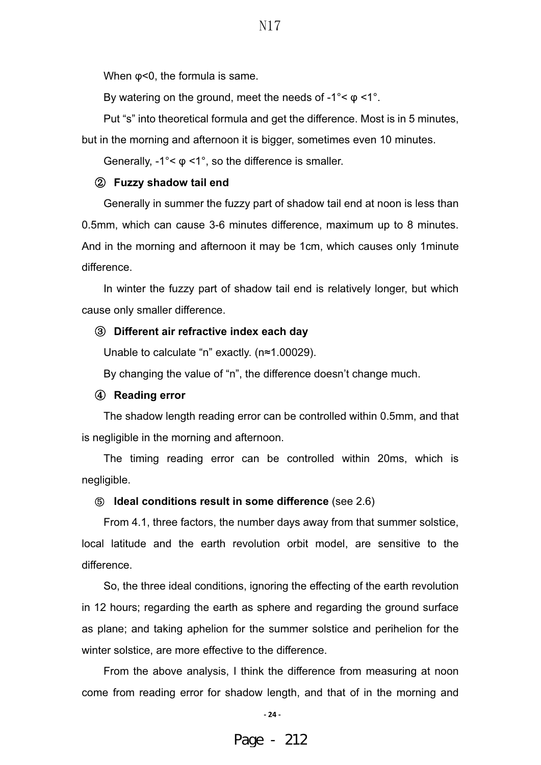When $\varphi<0$, the formula is same.

By watering on the ground, meet the needs of $-1°<\varphi<1°$.

Put "s" into theoretical formula and get the difference. Most is in 5 minutes, but in the morning and afternoon it is bigger, sometimes even 10 minutes.

Generally, $-1°<\varphi<1°$, so the difference is smaller.

**② Fuzzy shadow tail end**

Generally in summer the fuzzy part of shadow tail end at noon is less than 0.5mm, which can cause 3-6 minutes difference, maximum up to 8 minutes. And in the morning and afternoon it may be 1cm, which causes only 1minute difference.

In winter the fuzzy part of shadow tail end is relatively longer, but which cause only smaller difference.

**③ Different air refractive index each day**

Unable to calculate "n" exactly. ($n\approx1.00029$).

By changing the value of "n", the difference doesn't change much.

**④ Reading error**

The shadow length reading error can be controlled within 0.5mm, and that is negligible in the morning and afternoon.

The timing reading error can be controlled within 20ms, which is negligible.

**⑤ Ideal conditions result in some difference** (see 2.6)

From 4.1, three factors, the number days away from that summer solstice, local latitude and the earth revolution orbit model, are sensitive to the difference.

So, the three ideal conditions, ignoring the effecting of the earth revolution in 12 hours; regarding the earth as sphere and regarding the ground surface as plane; and taking aphelion for the summer solstice and perihelion for the winter solstice, are more effective to the difference.

From the above analysis, I think the difference from measuring at noon come from reading error for shadow length, and that of in the morning and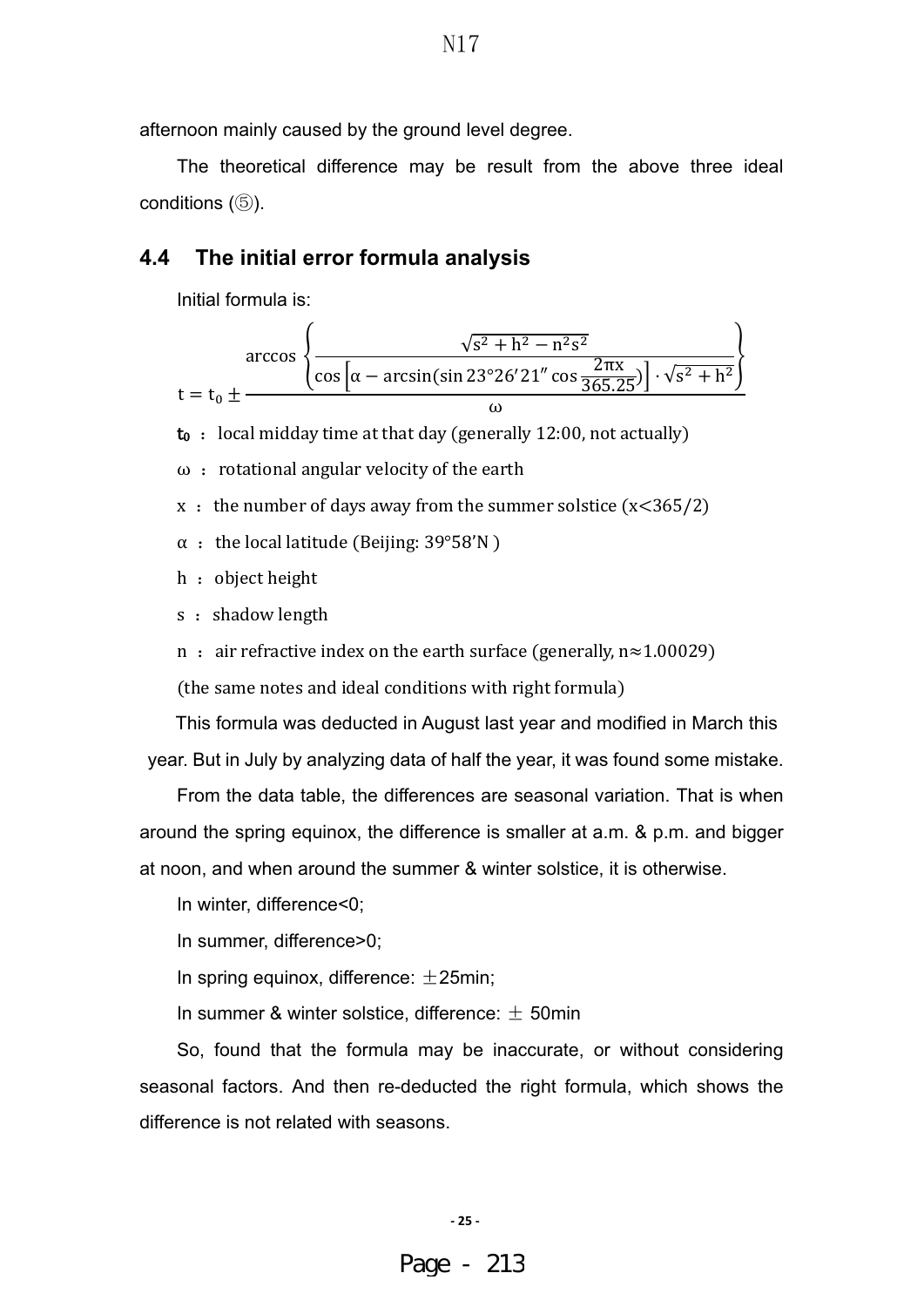afternoon mainly caused by the ground level degree.

The theoretical difference may be result from the above three ideal conditions (⑤).

## 4.4 The initial error formula analysis

Initial formula is:

$$t = t_0 \pm \frac{\arccos\left\{\dfrac{\sqrt{s^2 + h^2 - n^2 s^2}}{\cos\left[\alpha - \arcsin(\sin 23°26'21'' \cos\frac{2\pi x}{365.25})\right] \cdot \sqrt{s^2 + h^2}}\right\}}{\omega}$$

**$t_0$** ： local midday time at that day (generally 12:00, not actually)

$\omega$ ： rotational angular velocity of the earth

$x$ ： the number of days away from the summer solstice ($x<365/2$)

$\alpha$ ： the local latitude (Beijing: 39°58'N )

$h$ ： object height

$s$ ： shadow length

$n$ ： air refractive index on the earth surface (generally, $n\approx1.00029$)

(the same notes and ideal conditions with right formula)

This formula was deducted in August last year and modified in March this year. But in July by analyzing data of half the year, it was found some mistake.

From the data table, the differences are seasonal variation. That is when around the spring equinox, the difference is smaller at a.m. & p.m. and bigger at noon, and when around the summer & winter solstice, it is otherwise.

In winter, difference<0;

In summer, difference>0;

In spring equinox, difference: ±25min;

In summer & winter solstice, difference: ± 50min

So, found that the formula may be inaccurate, or without considering seasonal factors. And then re-deducted the right formula, which shows the difference is not related with seasons.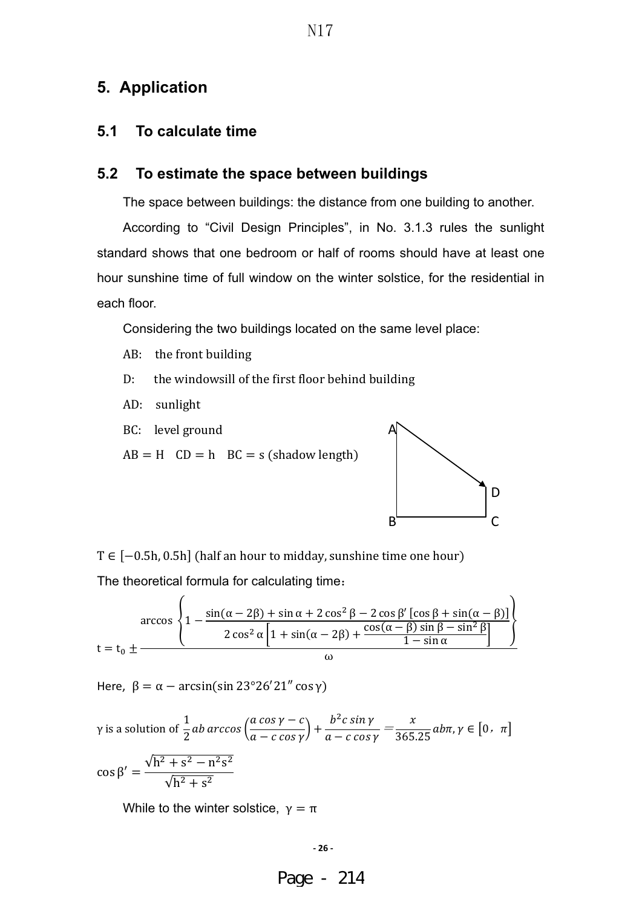## 5. Application

### 5.1 To calculate time

### 5.2 To estimate the space between buildings

The space between buildings: the distance from one building to another.

According to "Civil Design Principles", in No. 3.1.3 rules the sunlight standard shows that one bedroom or half of rooms should have at least one hour sunshine time of full window on the winter solstice, for the residential in each floor.

Considering the two buildings located on the same level place:

AB: the front building

D: the windowsill of the first floor behind building

AD: sunlight

BC: level ground

$AB = H \quad CD = h \quad BC = s$ (shadow length)

$T \in [-0.5h, 0.5h]$ (half an hour to midday, sunshine time one hour)

The theoretical formula for calculating time:

$$t = t_0 \pm \frac{\arccos\left\{1 - \dfrac{\sin(\alpha - 2\beta) + \sin\alpha + 2\cos^2\beta - 2\cos\beta'\left[\cos\beta + \sin(\alpha - \beta)\right]}{2\cos^2\alpha\left[1 + \sin(\alpha - 2\beta) + \dfrac{\cos(\alpha - \beta)\sin\beta - \sin^2\beta}{1 - \sin\alpha}\right]}\right\}}{\omega}$$

Here, $\beta = \alpha - \arcsin(\sin 23°26'21'' \cos\gamma)$

$\gamma$ is a solution of $\dfrac{1}{2}ab\arccos\left(\dfrac{a\cos\gamma - c}{a - c\cos\gamma}\right) + \dfrac{b^2 c\sin\gamma}{a - c\cos\gamma} = \dfrac{x}{365.25}ab\pi, \gamma \in [0, \pi]$

$$\cos\beta' = \frac{\sqrt{h^2 + s^2 - n^2 s^2}}{\sqrt{h^2 + s^2}}$$

While to the winter solstice, $\gamma = \pi$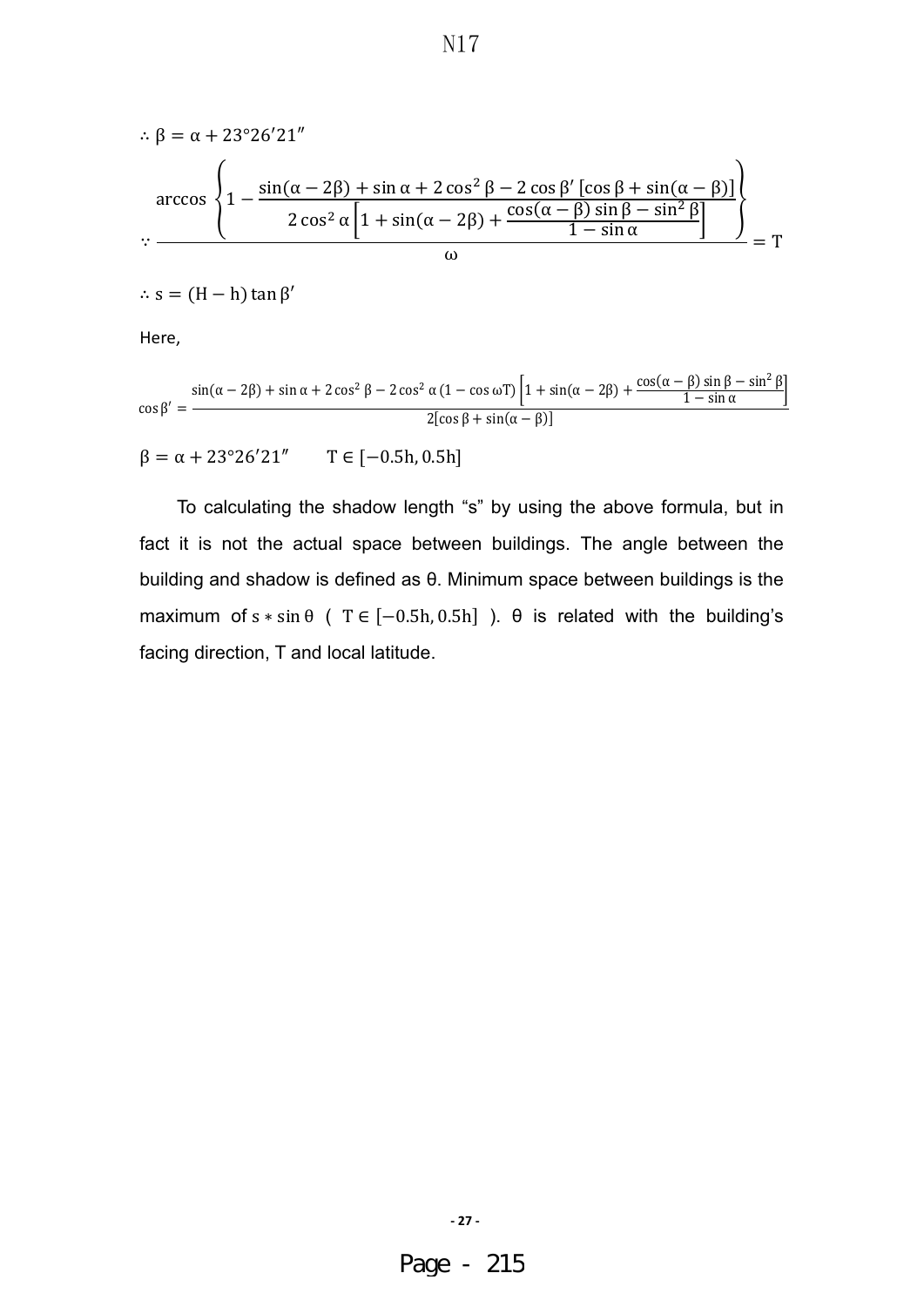$$\therefore \beta = \alpha + 23°26'21''$$

$$\because \frac{\arccos\left\{1 - \dfrac{\sin(\alpha - 2\beta) + \sin\alpha + 2\cos^2\beta - 2\cos\beta'\left[\cos\beta + \sin(\alpha - \beta)\right]}{2\cos^2\alpha\left[1 + \sin(\alpha - 2\beta) + \dfrac{\cos(\alpha - \beta)\sin\beta - \sin^2\beta}{1 - \sin\alpha}\right]}\right\}}{\omega} = T$$

$$\therefore s = (H - h)\tan\beta'$$

Here,

$$\cos\beta' = \frac{\sin(\alpha - 2\beta) + \sin\alpha + 2\cos^2\beta - 2\cos^2\alpha\,(1 - \cos\omega T)\left[1 + \sin(\alpha - 2\beta) + \dfrac{\cos(\alpha - \beta)\sin\beta - \sin^2\beta}{1 - \sin\alpha}\right]}{2[\cos\beta + \sin(\alpha - \beta)]}$$

$\beta = \alpha + 23°26'21''$ $\quad$ $T \in [-0.5h, 0.5h]$

To calculating the shadow length "s" by using the above formula, but in fact it is not the actual space between buildings. The angle between the building and shadow is defined as θ. Minimum space between buildings is the maximum of $s * \sin\theta$ ( $T \in [-0.5h, 0.5h]$ ). θ is related with the building's facing direction, T and local latitude.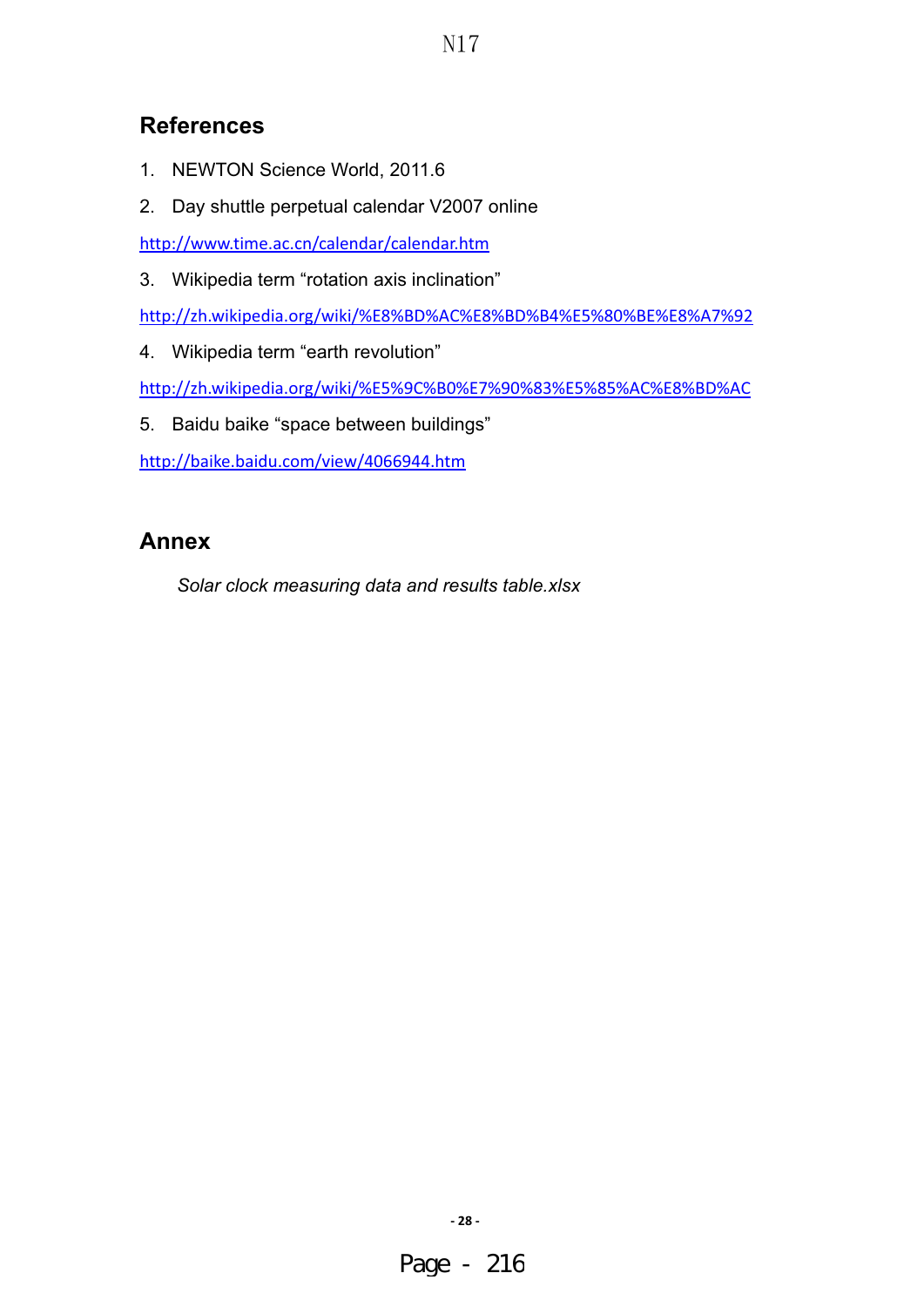## References

1. NEWTON Science World, 2011.6
2. Day shuttle perpetual calendar V2007 online

http://www.time.ac.cn/calendar/calendar.htm

3. Wikipedia term “rotation axis inclination”

http://zh.wikipedia.org/wiki/%E8%BD%AC%E8%BD%B4%E5%80%BE%E8%A7%92

4. Wikipedia term “earth revolution”

http://zh.wikipedia.org/wiki/%E5%9C%B0%E7%90%83%E5%85%AC%E8%BD%AC

5. Baidu baike “space between buildings”

http://baike.baidu.com/view/4066944.htm

## Annex

*Solar clock measuring data and results table.xlsx*